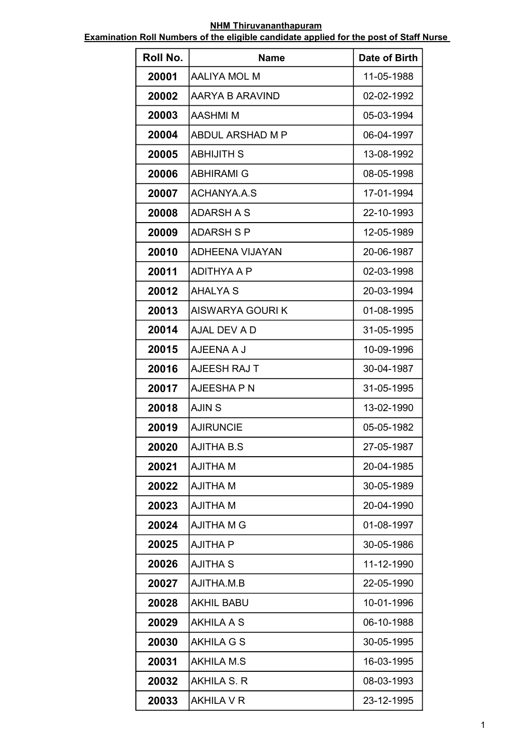**NHM Thiruvananthapuram**

**Examination Roll Numbers of the eligible candidate applied for the post of Staff Nurse**

| Roll No. | Name | Date of Birth |
|---|---|---|
| 20001 | AALIYA MOL M | 11-05-1988 |
| 20002 | AARYA B ARAVIND | 02-02-1992 |
| 20003 | AASHMI M | 05-03-1994 |
| 20004 | ABDUL ARSHAD M P | 06-04-1997 |
| 20005 | ABHIJITH S | 13-08-1992 |
| 20006 | ABHIRAMI G | 08-05-1998 |
| 20007 | ACHANYA.A.S | 17-01-1994 |
| 20008 | ADARSH A S | 22-10-1993 |
| 20009 | ADARSH S P | 12-05-1989 |
| 20010 | ADHEENA VIJAYAN | 20-06-1987 |
| 20011 | ADITHYA A P | 02-03-1998 |
| 20012 | AHALYA S | 20-03-1994 |
| 20013 | AISWARYA GOURI K | 01-08-1995 |
| 20014 | AJAL DEV A D | 31-05-1995 |
| 20015 | AJEENA A J | 10-09-1996 |
| 20016 | AJEESH RAJ T | 30-04-1987 |
| 20017 | AJEESHA P N | 31-05-1995 |
| 20018 | AJIN S | 13-02-1990 |
| 20019 | AJIRUNCIE | 05-05-1982 |
| 20020 | AJITHA B.S | 27-05-1987 |
| 20021 | AJITHA M | 20-04-1985 |
| 20022 | AJITHA M | 30-05-1989 |
| 20023 | AJITHA M | 20-04-1990 |
| 20024 | AJITHA M G | 01-08-1997 |
| 20025 | AJITHA P | 30-05-1986 |
| 20026 | AJITHA S | 11-12-1990 |
| 20027 | AJITHA.M.B | 22-05-1990 |
| 20028 | AKHIL BABU | 10-01-1996 |
| 20029 | AKHILA A S | 06-10-1988 |
| 20030 | AKHILA G S | 30-05-1995 |
| 20031 | AKHILA M.S | 16-03-1995 |
| 20032 | AKHILA S. R | 08-03-1993 |
| 20033 | AKHILA V R | 23-12-1995 |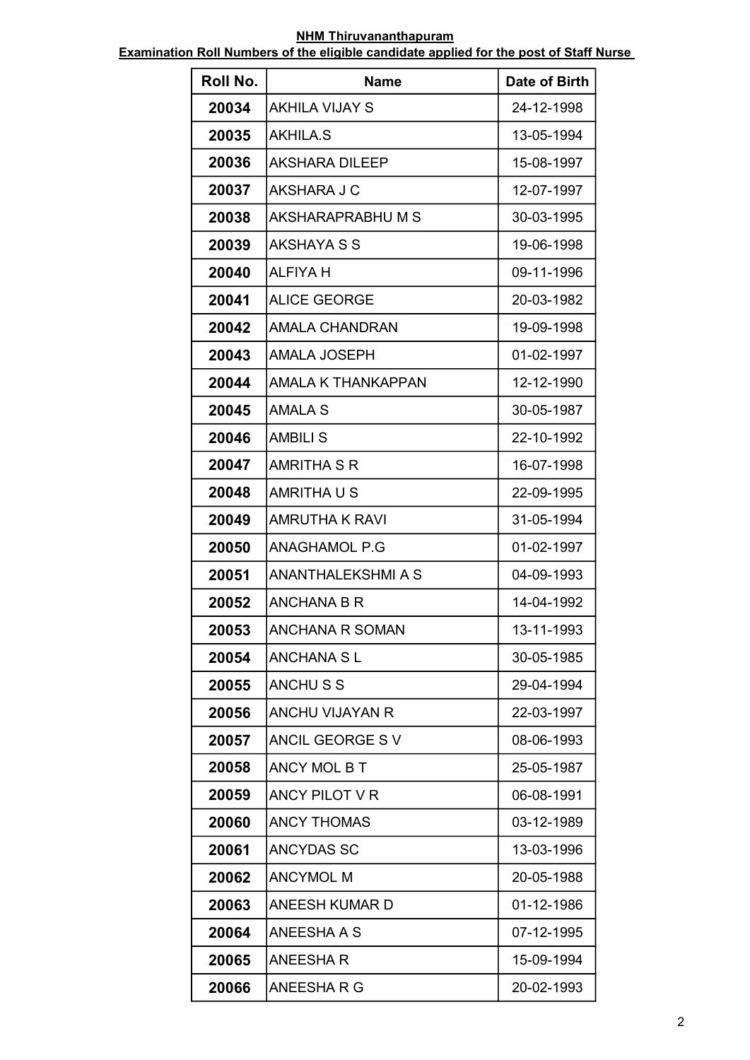**NHM Thiruvananthapuram**

**Examination Roll Numbers of the eligible candidate applied for the post of Staff Nurse**

| Roll No. | Name | Date of Birth |
|---|---|---|
| 20034 | AKHILA VIJAY S | 24-12-1998 |
| 20035 | AKHILA.S | 13-05-1994 |
| 20036 | AKSHARA DILEEP | 15-08-1997 |
| 20037 | AKSHARA J C | 12-07-1997 |
| 20038 | AKSHARAPRABHU M S | 30-03-1995 |
| 20039 | AKSHAYA S S | 19-06-1998 |
| 20040 | ALFIYA H | 09-11-1996 |
| 20041 | ALICE GEORGE | 20-03-1982 |
| 20042 | AMALA CHANDRAN | 19-09-1998 |
| 20043 | AMALA JOSEPH | 01-02-1997 |
| 20044 | AMALA K THANKAPPAN | 12-12-1990 |
| 20045 | AMALA S | 30-05-1987 |
| 20046 | AMBILI S | 22-10-1992 |
| 20047 | AMRITHA S R | 16-07-1998 |
| 20048 | AMRITHA U S | 22-09-1995 |
| 20049 | AMRUTHA K RAVI | 31-05-1994 |
| 20050 | ANAGHAMOL P.G | 01-02-1997 |
| 20051 | ANANTHALEKSHMI A S | 04-09-1993 |
| 20052 | ANCHANA B R | 14-04-1992 |
| 20053 | ANCHANA R SOMAN | 13-11-1993 |
| 20054 | ANCHANA S L | 30-05-1985 |
| 20055 | ANCHU S S | 29-04-1994 |
| 20056 | ANCHU VIJAYAN R | 22-03-1997 |
| 20057 | ANCIL GEORGE S V | 08-06-1993 |
| 20058 | ANCY MOL B T | 25-05-1987 |
| 20059 | ANCY PILOT V R | 06-08-1991 |
| 20060 | ANCY THOMAS | 03-12-1989 |
| 20061 | ANCYDAS SC | 13-03-1996 |
| 20062 | ANCYMOL M | 20-05-1988 |
| 20063 | ANEESH KUMAR D | 01-12-1986 |
| 20064 | ANEESHA A S | 07-12-1995 |
| 20065 | ANEESHA R | 15-09-1994 |
| 20066 | ANEESHA R G | 20-02-1993 |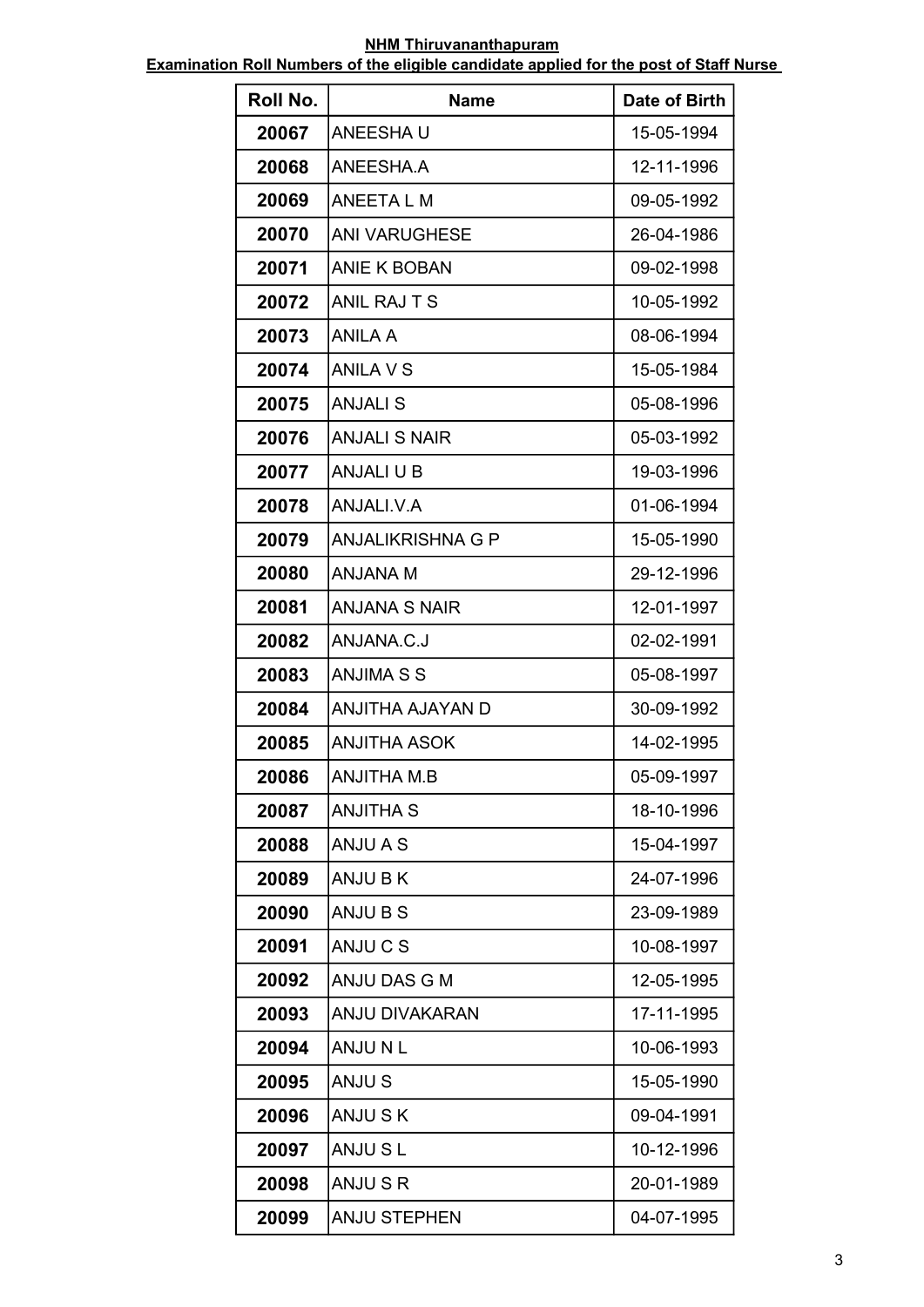**NHM Thiruvananthapuram**

**Examination Roll Numbers of the eligible candidate applied for the post of Staff Nurse**

| Roll No. | Name | Date of Birth |
|---|---|---|
| 20067 | ANEESHA U | 15-05-1994 |
| 20068 | ANEESHA.A | 12-11-1996 |
| 20069 | ANEETA L M | 09-05-1992 |
| 20070 | ANI VARUGHESE | 26-04-1986 |
| 20071 | ANIE K BOBAN | 09-02-1998 |
| 20072 | ANIL RAJ T S | 10-05-1992 |
| 20073 | ANILA A | 08-06-1994 |
| 20074 | ANILA V S | 15-05-1984 |
| 20075 | ANJALI S | 05-08-1996 |
| 20076 | ANJALI S NAIR | 05-03-1992 |
| 20077 | ANJALI U B | 19-03-1996 |
| 20078 | ANJALI.V.A | 01-06-1994 |
| 20079 | ANJALIKRISHNA G P | 15-05-1990 |
| 20080 | ANJANA M | 29-12-1996 |
| 20081 | ANJANA S NAIR | 12-01-1997 |
| 20082 | ANJANA.C.J | 02-02-1991 |
| 20083 | ANJIMA S S | 05-08-1997 |
| 20084 | ANJITHA AJAYAN D | 30-09-1992 |
| 20085 | ANJITHA ASOK | 14-02-1995 |
| 20086 | ANJITHA M.B | 05-09-1997 |
| 20087 | ANJITHA S | 18-10-1996 |
| 20088 | ANJU A S | 15-04-1997 |
| 20089 | ANJU B K | 24-07-1996 |
| 20090 | ANJU B S | 23-09-1989 |
| 20091 | ANJU C S | 10-08-1997 |
| 20092 | ANJU DAS G M | 12-05-1995 |
| 20093 | ANJU DIVAKARAN | 17-11-1995 |
| 20094 | ANJU N L | 10-06-1993 |
| 20095 | ANJU S | 15-05-1990 |
| 20096 | ANJU S K | 09-04-1991 |
| 20097 | ANJU S L | 10-12-1996 |
| 20098 | ANJU S R | 20-01-1989 |
| 20099 | ANJU STEPHEN | 04-07-1995 |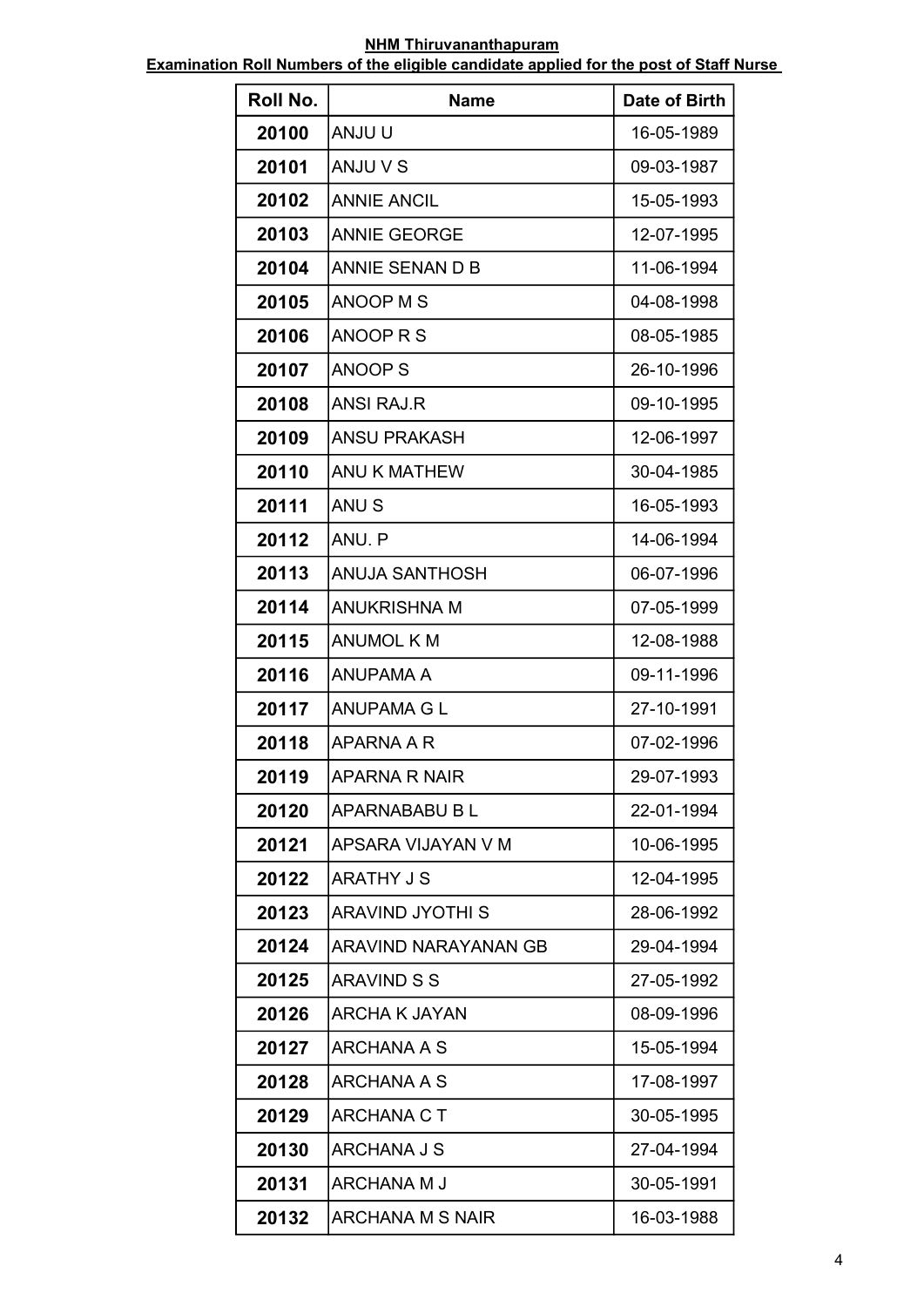**NHM Thiruvananthapuram**

**Examination Roll Numbers of the eligible candidate applied for the post of Staff Nurse**

| Roll No. | Name | Date of Birth |
|---|---|---|
| 20100 | ANJU U | 16-05-1989 |
| 20101 | ANJU V S | 09-03-1987 |
| 20102 | ANNIE ANCIL | 15-05-1993 |
| 20103 | ANNIE GEORGE | 12-07-1995 |
| 20104 | ANNIE SENAN D B | 11-06-1994 |
| 20105 | ANOOP M S | 04-08-1998 |
| 20106 | ANOOP R S | 08-05-1985 |
| 20107 | ANOOP S | 26-10-1996 |
| 20108 | ANSI RAJ.R | 09-10-1995 |
| 20109 | ANSU PRAKASH | 12-06-1997 |
| 20110 | ANU K MATHEW | 30-04-1985 |
| 20111 | ANU S | 16-05-1993 |
| 20112 | ANU. P | 14-06-1994 |
| 20113 | ANUJA SANTHOSH | 06-07-1996 |
| 20114 | ANUKRISHNA M | 07-05-1999 |
| 20115 | ANUMOL K M | 12-08-1988 |
| 20116 | ANUPAMA A | 09-11-1996 |
| 20117 | ANUPAMA G L | 27-10-1991 |
| 20118 | APARNA A R | 07-02-1996 |
| 20119 | APARNA R NAIR | 29-07-1993 |
| 20120 | APARNABABU B L | 22-01-1994 |
| 20121 | APSARA VIJAYAN V M | 10-06-1995 |
| 20122 | ARATHY J S | 12-04-1995 |
| 20123 | ARAVIND JYOTHI S | 28-06-1992 |
| 20124 | ARAVIND NARAYANAN GB | 29-04-1994 |
| 20125 | ARAVIND S S | 27-05-1992 |
| 20126 | ARCHA K JAYAN | 08-09-1996 |
| 20127 | ARCHANA A S | 15-05-1994 |
| 20128 | ARCHANA A S | 17-08-1997 |
| 20129 | ARCHANA C T | 30-05-1995 |
| 20130 | ARCHANA J S | 27-04-1994 |
| 20131 | ARCHANA M J | 30-05-1991 |
| 20132 | ARCHANA M S NAIR | 16-03-1988 |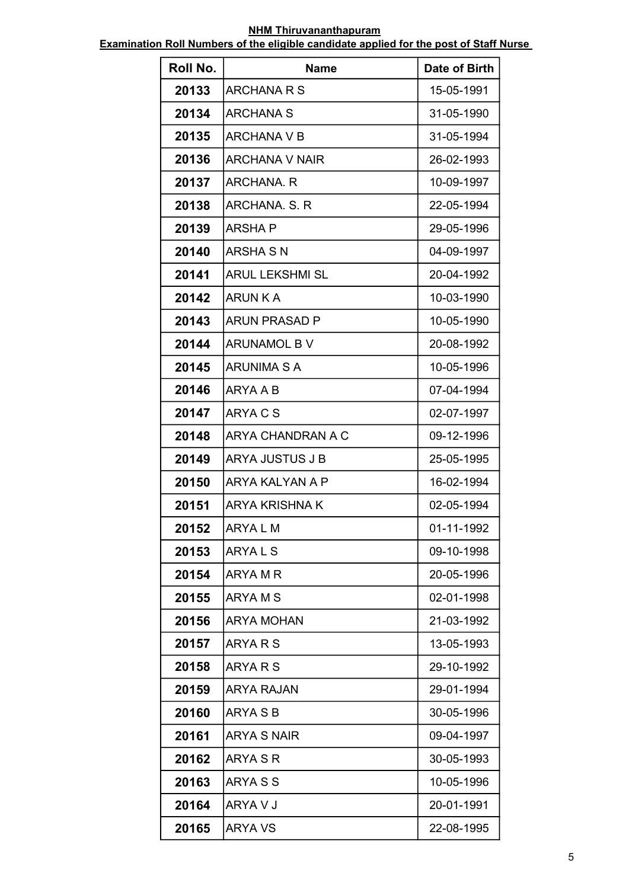**NHM Thiruvananthapuram**

**Examination Roll Numbers of the eligible candidate applied for the post of Staff Nurse**

| Roll No. | Name | Date of Birth |
|---|---|---|
| 20133 | ARCHANA R S | 15-05-1991 |
| 20134 | ARCHANA S | 31-05-1990 |
| 20135 | ARCHANA V B | 31-05-1994 |
| 20136 | ARCHANA V NAIR | 26-02-1993 |
| 20137 | ARCHANA. R | 10-09-1997 |
| 20138 | ARCHANA. S. R | 22-05-1994 |
| 20139 | ARSHA P | 29-05-1996 |
| 20140 | ARSHA S N | 04-09-1997 |
| 20141 | ARUL LEKSHMI SL | 20-04-1992 |
| 20142 | ARUN K A | 10-03-1990 |
| 20143 | ARUN PRASAD P | 10-05-1990 |
| 20144 | ARUNAMOL B V | 20-08-1992 |
| 20145 | ARUNIMA S A | 10-05-1996 |
| 20146 | ARYA A B | 07-04-1994 |
| 20147 | ARYA C S | 02-07-1997 |
| 20148 | ARYA CHANDRAN A C | 09-12-1996 |
| 20149 | ARYA JUSTUS J B | 25-05-1995 |
| 20150 | ARYA KALYAN A P | 16-02-1994 |
| 20151 | ARYA KRISHNA K | 02-05-1994 |
| 20152 | ARYA L M | 01-11-1992 |
| 20153 | ARYA L S | 09-10-1998 |
| 20154 | ARYA M R | 20-05-1996 |
| 20155 | ARYA M S | 02-01-1998 |
| 20156 | ARYA MOHAN | 21-03-1992 |
| 20157 | ARYA R S | 13-05-1993 |
| 20158 | ARYA R S | 29-10-1992 |
| 20159 | ARYA RAJAN | 29-01-1994 |
| 20160 | ARYA S B | 30-05-1996 |
| 20161 | ARYA S NAIR | 09-04-1997 |
| 20162 | ARYA S R | 30-05-1993 |
| 20163 | ARYA S S | 10-05-1996 |
| 20164 | ARYA V J | 20-01-1991 |
| 20165 | ARYA VS | 22-08-1995 |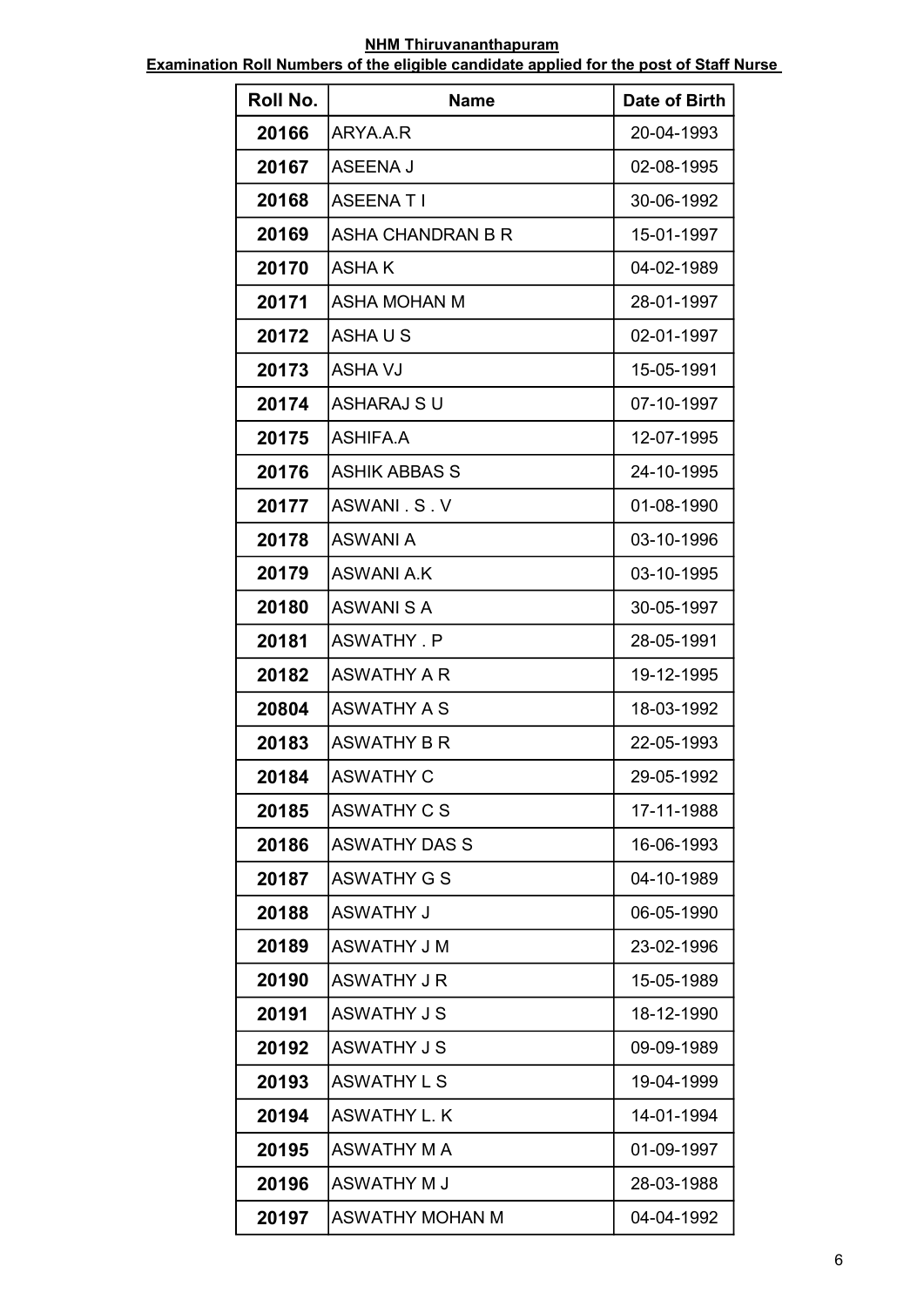**NHM Thiruvananthapuram**

**Examination Roll Numbers of the eligible candidate applied for the post of Staff Nurse**

| Roll No. | Name | Date of Birth |
|---|---|---|
| 20166 | ARYA.A.R | 20-04-1993 |
| 20167 | ASEENA J | 02-08-1995 |
| 20168 | ASEENA T I | 30-06-1992 |
| 20169 | ASHA CHANDRAN B R | 15-01-1997 |
| 20170 | ASHA K | 04-02-1989 |
| 20171 | ASHA MOHAN M | 28-01-1997 |
| 20172 | ASHA U S | 02-01-1997 |
| 20173 | ASHA VJ | 15-05-1991 |
| 20174 | ASHARAJ S U | 07-10-1997 |
| 20175 | ASHIFA.A | 12-07-1995 |
| 20176 | ASHIK ABBAS S | 24-10-1995 |
| 20177 | ASWANI . S . V | 01-08-1990 |
| 20178 | ASWANI A | 03-10-1996 |
| 20179 | ASWANI A.K | 03-10-1995 |
| 20180 | ASWANI S A | 30-05-1997 |
| 20181 | ASWATHY . P | 28-05-1991 |
| 20182 | ASWATHY A R | 19-12-1995 |
| 20804 | ASWATHY A S | 18-03-1992 |
| 20183 | ASWATHY B R | 22-05-1993 |
| 20184 | ASWATHY C | 29-05-1992 |
| 20185 | ASWATHY C S | 17-11-1988 |
| 20186 | ASWATHY DAS S | 16-06-1993 |
| 20187 | ASWATHY G S | 04-10-1989 |
| 20188 | ASWATHY J | 06-05-1990 |
| 20189 | ASWATHY J M | 23-02-1996 |
| 20190 | ASWATHY J R | 15-05-1989 |
| 20191 | ASWATHY J S | 18-12-1990 |
| 20192 | ASWATHY J S | 09-09-1989 |
| 20193 | ASWATHY L S | 19-04-1999 |
| 20194 | ASWATHY L. K | 14-01-1994 |
| 20195 | ASWATHY M A | 01-09-1997 |
| 20196 | ASWATHY M J | 28-03-1988 |
| 20197 | ASWATHY MOHAN M | 04-04-1992 |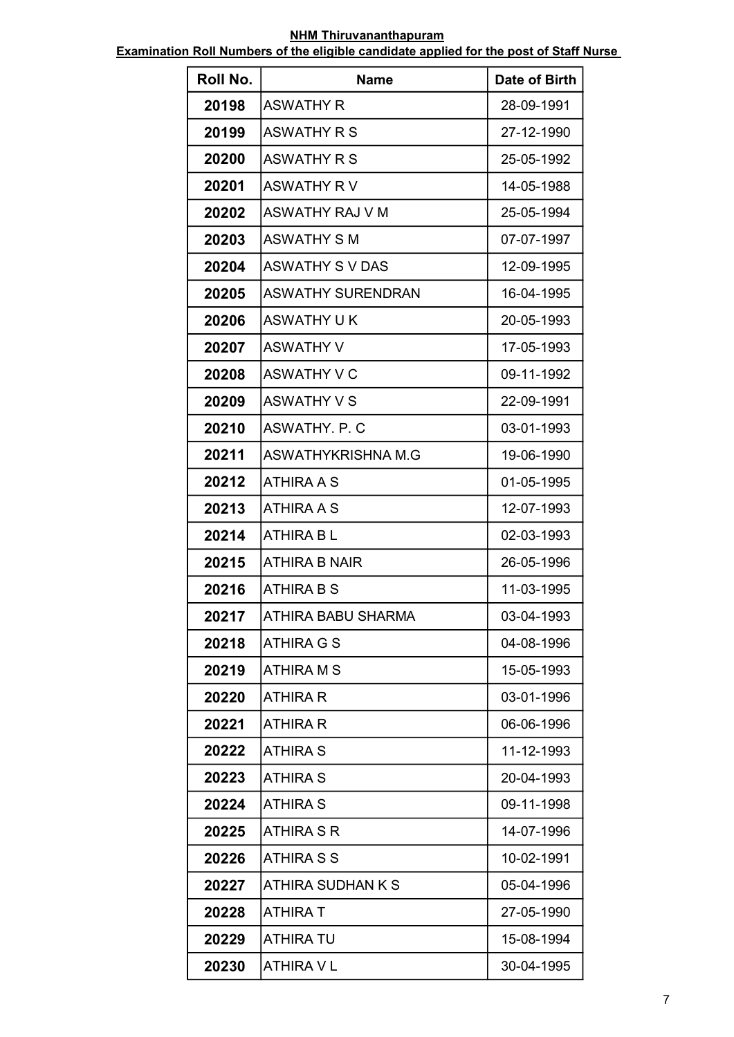**NHM Thiruvananthapuram**

**Examination Roll Numbers of the eligible candidate applied for the post of Staff Nurse**

| Roll No. | Name | Date of Birth |
|---|---|---|
| 20198 | ASWATHY R | 28-09-1991 |
| 20199 | ASWATHY R S | 27-12-1990 |
| 20200 | ASWATHY R S | 25-05-1992 |
| 20201 | ASWATHY R V | 14-05-1988 |
| 20202 | ASWATHY RAJ V M | 25-05-1994 |
| 20203 | ASWATHY S M | 07-07-1997 |
| 20204 | ASWATHY S V DAS | 12-09-1995 |
| 20205 | ASWATHY SURENDRAN | 16-04-1995 |
| 20206 | ASWATHY U K | 20-05-1993 |
| 20207 | ASWATHY V | 17-05-1993 |
| 20208 | ASWATHY V C | 09-11-1992 |
| 20209 | ASWATHY V S | 22-09-1991 |
| 20210 | ASWATHY. P. C | 03-01-1993 |
| 20211 | ASWATHYKRISHNA M.G | 19-06-1990 |
| 20212 | ATHIRA A S | 01-05-1995 |
| 20213 | ATHIRA A S | 12-07-1993 |
| 20214 | ATHIRA B L | 02-03-1993 |
| 20215 | ATHIRA B NAIR | 26-05-1996 |
| 20216 | ATHIRA B S | 11-03-1995 |
| 20217 | ATHIRA BABU SHARMA | 03-04-1993 |
| 20218 | ATHIRA G S | 04-08-1996 |
| 20219 | ATHIRA M S | 15-05-1993 |
| 20220 | ATHIRA R | 03-01-1996 |
| 20221 | ATHIRA R | 06-06-1996 |
| 20222 | ATHIRA S | 11-12-1993 |
| 20223 | ATHIRA S | 20-04-1993 |
| 20224 | ATHIRA S | 09-11-1998 |
| 20225 | ATHIRA S R | 14-07-1996 |
| 20226 | ATHIRA S S | 10-02-1991 |
| 20227 | ATHIRA SUDHAN K S | 05-04-1996 |
| 20228 | ATHIRA T | 27-05-1990 |
| 20229 | ATHIRA TU | 15-08-1994 |
| 20230 | ATHIRA V L | 30-04-1995 |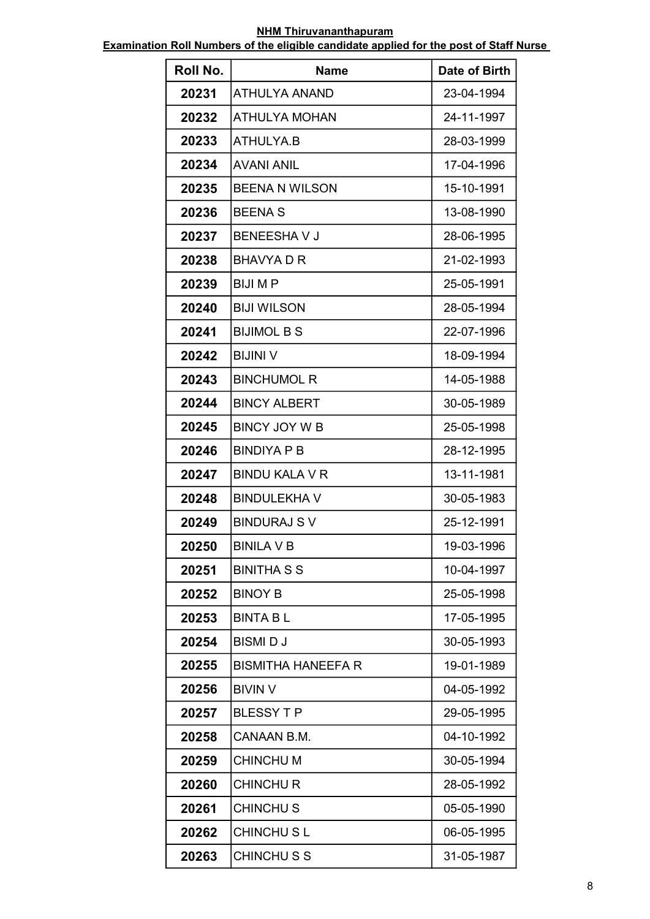**NHM Thiruvananthapuram**

**Examination Roll Numbers of the eligible candidate applied for the post of Staff Nurse**

| Roll No. | Name | Date of Birth |
|---|---|---|
| 20231 | ATHULYA ANAND | 23-04-1994 |
| 20232 | ATHULYA MOHAN | 24-11-1997 |
| 20233 | ATHULYA.B | 28-03-1999 |
| 20234 | AVANI ANIL | 17-04-1996 |
| 20235 | BEENA N WILSON | 15-10-1991 |
| 20236 | BEENA S | 13-08-1990 |
| 20237 | BENEESHA V J | 28-06-1995 |
| 20238 | BHAVYA D R | 21-02-1993 |
| 20239 | BIJI M P | 25-05-1991 |
| 20240 | BIJI WILSON | 28-05-1994 |
| 20241 | BIJIMOL B S | 22-07-1996 |
| 20242 | BIJINI V | 18-09-1994 |
| 20243 | BINCHUMOL R | 14-05-1988 |
| 20244 | BINCY ALBERT | 30-05-1989 |
| 20245 | BINCY JOY W B | 25-05-1998 |
| 20246 | BINDIYA P B | 28-12-1995 |
| 20247 | BINDU KALA V R | 13-11-1981 |
| 20248 | BINDULEKHA V | 30-05-1983 |
| 20249 | BINDURAJ S V | 25-12-1991 |
| 20250 | BINILA V B | 19-03-1996 |
| 20251 | BINITHA S S | 10-04-1997 |
| 20252 | BINOY B | 25-05-1998 |
| 20253 | BINTA B L | 17-05-1995 |
| 20254 | BISMI D J | 30-05-1993 |
| 20255 | BISMITHA HANEEFA R | 19-01-1989 |
| 20256 | BIVIN V | 04-05-1992 |
| 20257 | BLESSY T P | 29-05-1995 |
| 20258 | CANAAN B.M. | 04-10-1992 |
| 20259 | CHINCHU M | 30-05-1994 |
| 20260 | CHINCHU R | 28-05-1992 |
| 20261 | CHINCHU S | 05-05-1990 |
| 20262 | CHINCHU S L | 06-05-1995 |
| 20263 | CHINCHU S S | 31-05-1987 |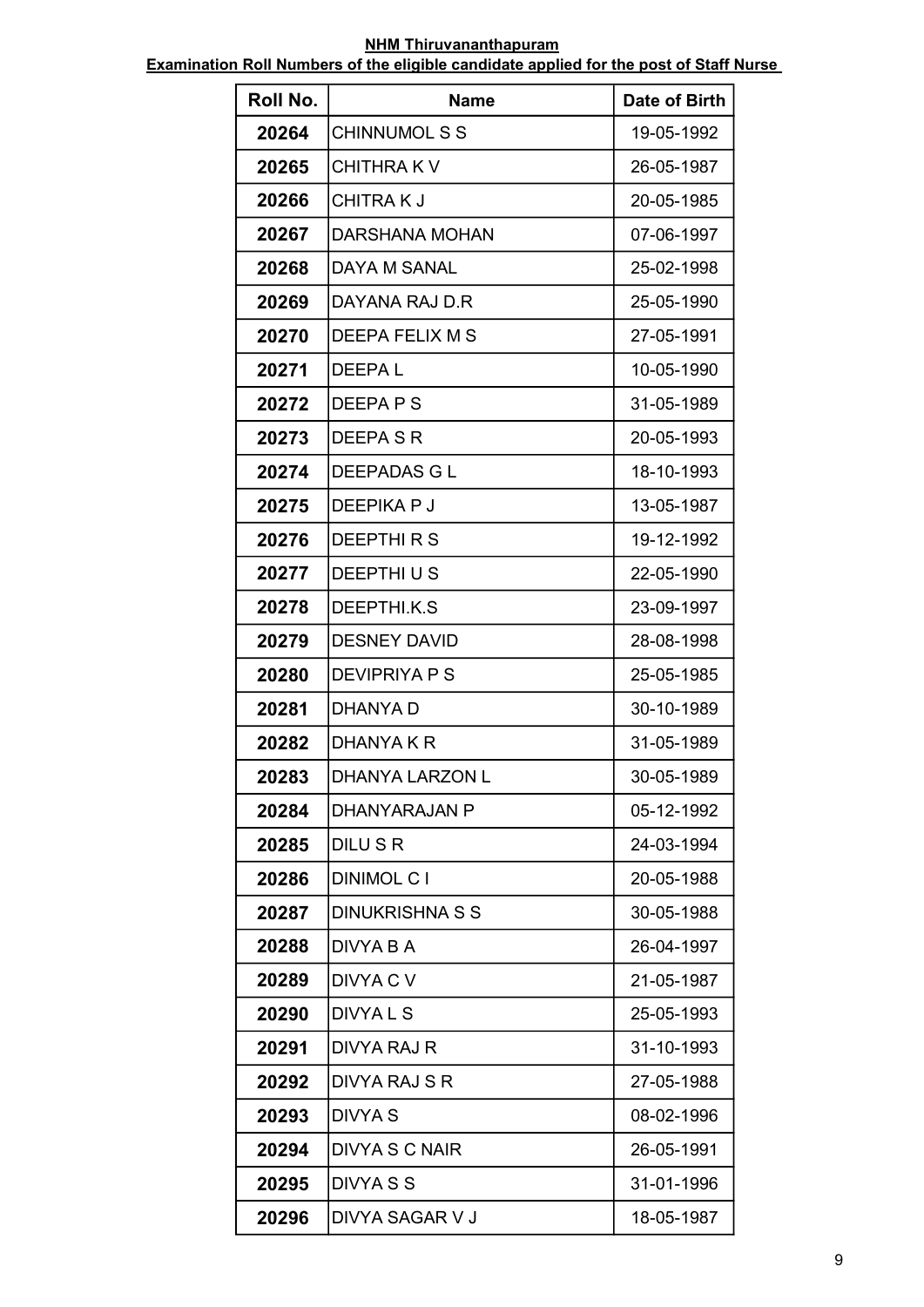**NHM Thiruvananthapuram**

**Examination Roll Numbers of the eligible candidate applied for the post of Staff Nurse**

| Roll No. | Name | Date of Birth |
|---|---|---|
| 20264 | CHINNUMOL S S | 19-05-1992 |
| 20265 | CHITHRA K V | 26-05-1987 |
| 20266 | CHITRA K J | 20-05-1985 |
| 20267 | DARSHANA MOHAN | 07-06-1997 |
| 20268 | DAYA M SANAL | 25-02-1998 |
| 20269 | DAYANA RAJ D.R | 25-05-1990 |
| 20270 | DEEPA FELIX M S | 27-05-1991 |
| 20271 | DEEPA L | 10-05-1990 |
| 20272 | DEEPA P S | 31-05-1989 |
| 20273 | DEEPA S R | 20-05-1993 |
| 20274 | DEEPADAS G L | 18-10-1993 |
| 20275 | DEEPIKA P J | 13-05-1987 |
| 20276 | DEEPTHI R S | 19-12-1992 |
| 20277 | DEEPTHI U S | 22-05-1990 |
| 20278 | DEEPTHI.K.S | 23-09-1997 |
| 20279 | DESNEY DAVID | 28-08-1998 |
| 20280 | DEVIPRIYA P S | 25-05-1985 |
| 20281 | DHANYA D | 30-10-1989 |
| 20282 | DHANYA K R | 31-05-1989 |
| 20283 | DHANYA LARZON L | 30-05-1989 |
| 20284 | DHANYARAJAN P | 05-12-1992 |
| 20285 | DILU S R | 24-03-1994 |
| 20286 | DINIMOL C I | 20-05-1988 |
| 20287 | DINUKRISHNA S S | 30-05-1988 |
| 20288 | DIVYA B A | 26-04-1997 |
| 20289 | DIVYA C V | 21-05-1987 |
| 20290 | DIVYA L S | 25-05-1993 |
| 20291 | DIVYA RAJ R | 31-10-1993 |
| 20292 | DIVYA RAJ S R | 27-05-1988 |
| 20293 | DIVYA S | 08-02-1996 |
| 20294 | DIVYA S C NAIR | 26-05-1991 |
| 20295 | DIVYA S S | 31-01-1996 |
| 20296 | DIVYA SAGAR V J | 18-05-1987 |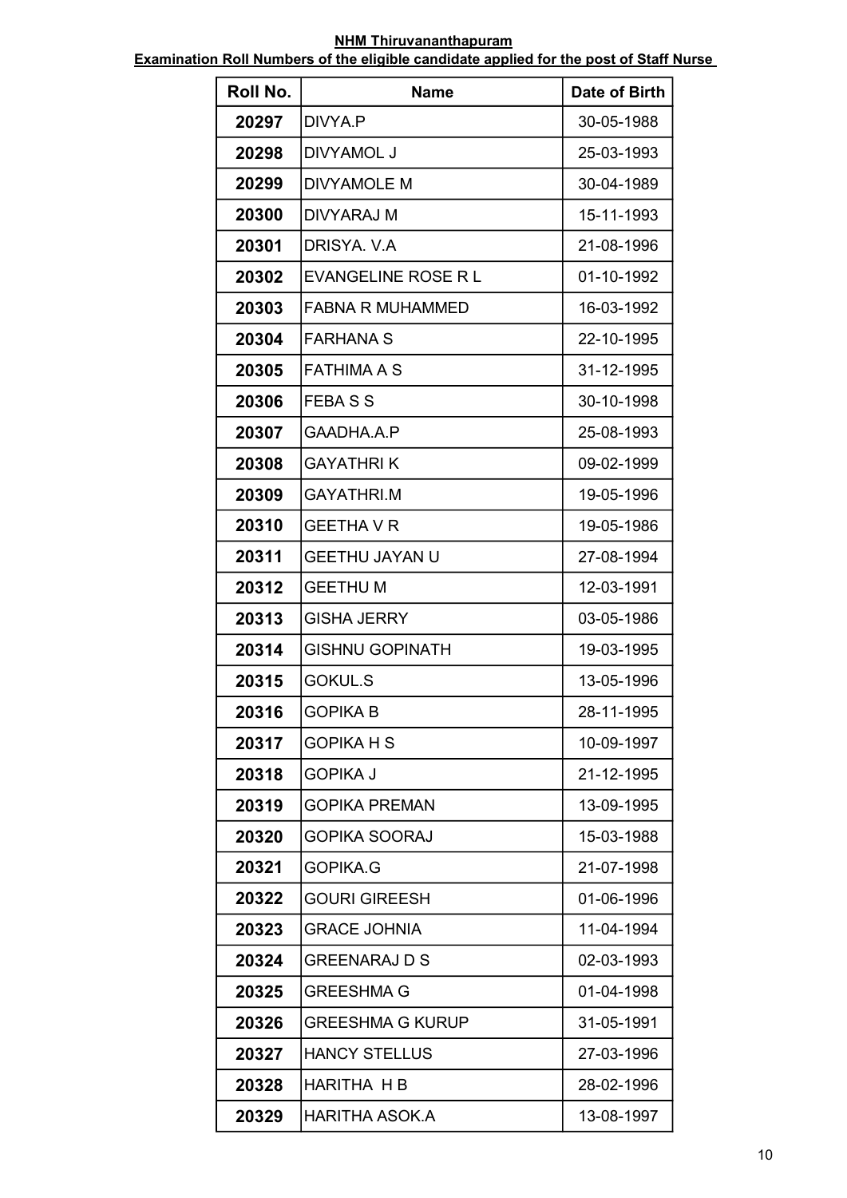**NHM Thiruvananthapuram**

**Examination Roll Numbers of the eligible candidate applied for the post of Staff Nurse**

| Roll No. | Name | Date of Birth |
|---|---|---|
| 20297 | DIVYA.P | 30-05-1988 |
| 20298 | DIVYAMOL J | 25-03-1993 |
| 20299 | DIVYAMOLE M | 30-04-1989 |
| 20300 | DIVYARAJ M | 15-11-1993 |
| 20301 | DRISYA. V.A | 21-08-1996 |
| 20302 | EVANGELINE ROSE R L | 01-10-1992 |
| 20303 | FABNA R MUHAMMED | 16-03-1992 |
| 20304 | FARHANA S | 22-10-1995 |
| 20305 | FATHIMA A S | 31-12-1995 |
| 20306 | FEBA S S | 30-10-1998 |
| 20307 | GAADHA.A.P | 25-08-1993 |
| 20308 | GAYATHRI K | 09-02-1999 |
| 20309 | GAYATHRI.M | 19-05-1996 |
| 20310 | GEETHA V R | 19-05-1986 |
| 20311 | GEETHU JAYAN U | 27-08-1994 |
| 20312 | GEETHU M | 12-03-1991 |
| 20313 | GISHA JERRY | 03-05-1986 |
| 20314 | GISHNU GOPINATH | 19-03-1995 |
| 20315 | GOKUL.S | 13-05-1996 |
| 20316 | GOPIKA B | 28-11-1995 |
| 20317 | GOPIKA H S | 10-09-1997 |
| 20318 | GOPIKA J | 21-12-1995 |
| 20319 | GOPIKA PREMAN | 13-09-1995 |
| 20320 | GOPIKA SOORAJ | 15-03-1988 |
| 20321 | GOPIKA.G | 21-07-1998 |
| 20322 | GOURI GIREESH | 01-06-1996 |
| 20323 | GRACE JOHNIA | 11-04-1994 |
| 20324 | GREENARAJ D S | 02-03-1993 |
| 20325 | GREESHMA G | 01-04-1998 |
| 20326 | GREESHMA G KURUP | 31-05-1991 |
| 20327 | HANCY STELLUS | 27-03-1996 |
| 20328 | HARITHA H B | 28-02-1996 |
| 20329 | HARITHA ASOK.A | 13-08-1997 |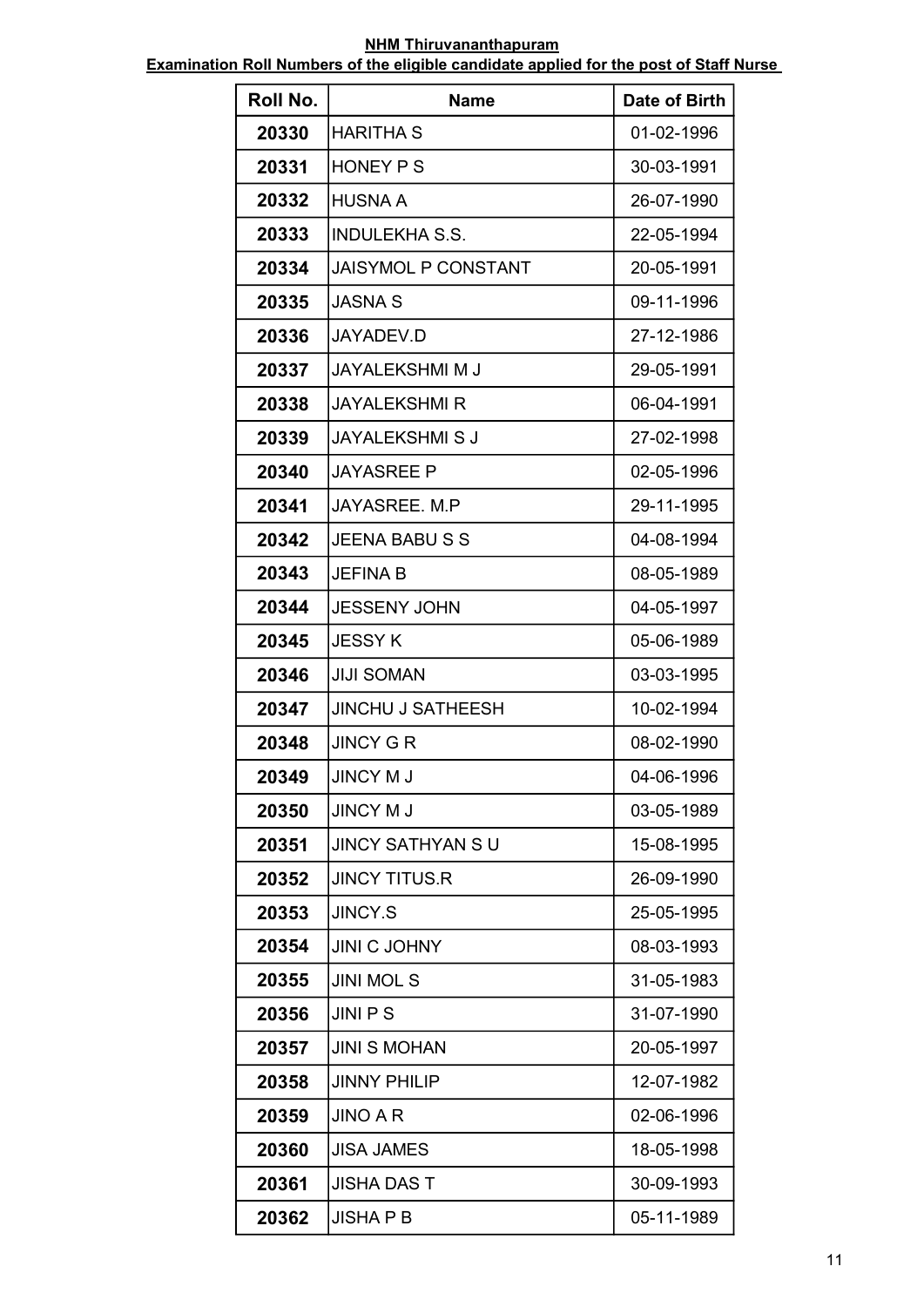**NHM Thiruvananthapuram**

**Examination Roll Numbers of the eligible candidate applied for the post of Staff Nurse**

| Roll No. | Name | Date of Birth |
|---|---|---|
| 20330 | HARITHA S | 01-02-1996 |
| 20331 | HONEY P S | 30-03-1991 |
| 20332 | HUSNA A | 26-07-1990 |
| 20333 | INDULEKHA S.S. | 22-05-1994 |
| 20334 | JAISYMOL P CONSTANT | 20-05-1991 |
| 20335 | JASNA S | 09-11-1996 |
| 20336 | JAYADEV.D | 27-12-1986 |
| 20337 | JAYALEKSHMI M J | 29-05-1991 |
| 20338 | JAYALEKSHMI R | 06-04-1991 |
| 20339 | JAYALEKSHMI S J | 27-02-1998 |
| 20340 | JAYASREE P | 02-05-1996 |
| 20341 | JAYASREE. M.P | 29-11-1995 |
| 20342 | JEENA BABU S S | 04-08-1994 |
| 20343 | JEFINA B | 08-05-1989 |
| 20344 | JESSENY JOHN | 04-05-1997 |
| 20345 | JESSY K | 05-06-1989 |
| 20346 | JIJI SOMAN | 03-03-1995 |
| 20347 | JINCHU J SATHEESH | 10-02-1994 |
| 20348 | JINCY G R | 08-02-1990 |
| 20349 | JINCY M J | 04-06-1996 |
| 20350 | JINCY M J | 03-05-1989 |
| 20351 | JINCY SATHYAN S U | 15-08-1995 |
| 20352 | JINCY TITUS.R | 26-09-1990 |
| 20353 | JINCY.S | 25-05-1995 |
| 20354 | JINI C JOHNY | 08-03-1993 |
| 20355 | JINI MOL S | 31-05-1983 |
| 20356 | JINI P S | 31-07-1990 |
| 20357 | JINI S MOHAN | 20-05-1997 |
| 20358 | JINNY PHILIP | 12-07-1982 |
| 20359 | JINO A R | 02-06-1996 |
| 20360 | JISA JAMES | 18-05-1998 |
| 20361 | JISHA DAS T | 30-09-1993 |
| 20362 | JISHA P B | 05-11-1989 |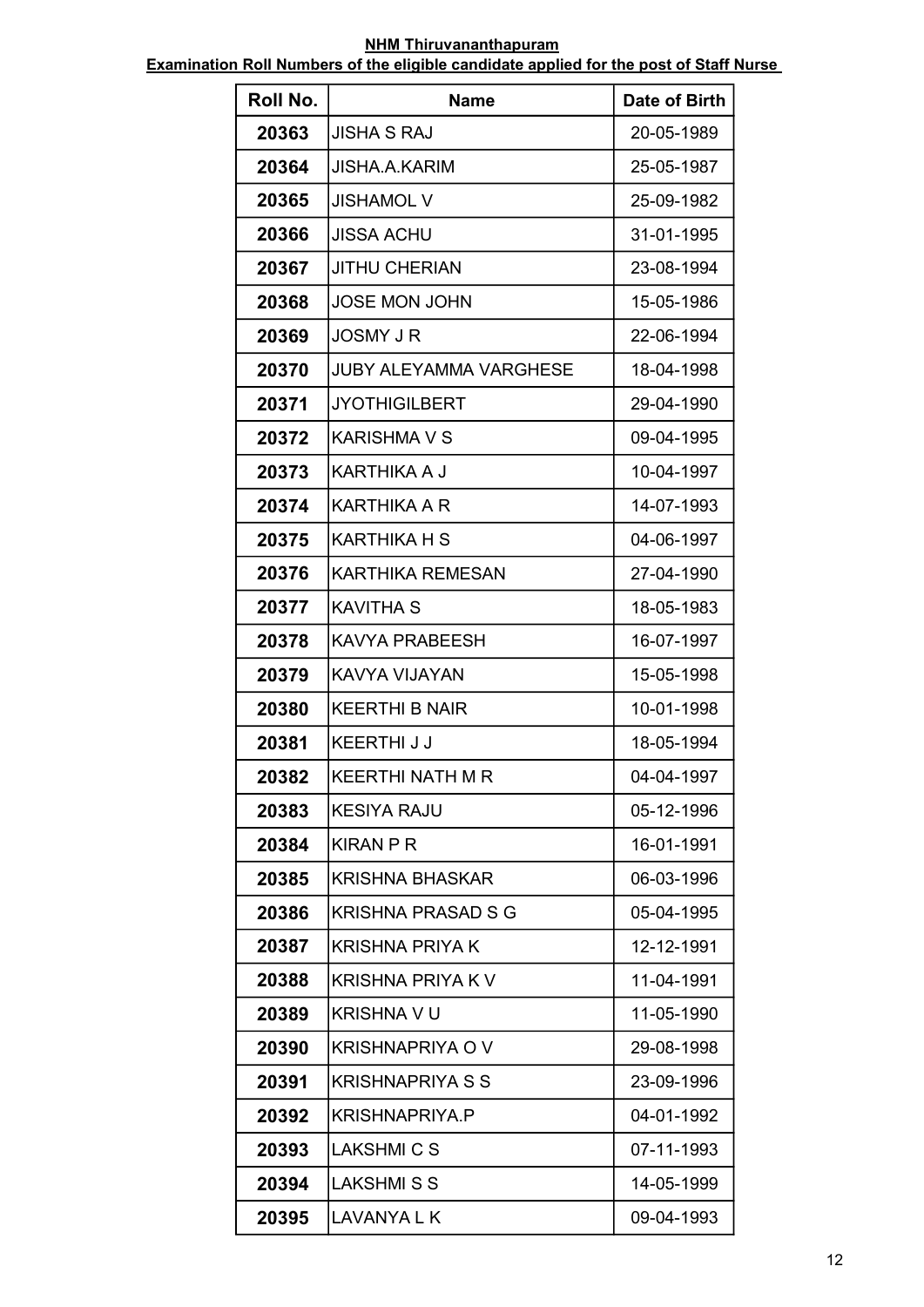**NHM Thiruvananthapuram**

**Examination Roll Numbers of the eligible candidate applied for the post of Staff Nurse**

| Roll No. | Name | Date of Birth |
|---|---|---|
| 20363 | JISHA S RAJ | 20-05-1989 |
| 20364 | JISHA.A.KARIM | 25-05-1987 |
| 20365 | JISHAMOL V | 25-09-1982 |
| 20366 | JISSA ACHU | 31-01-1995 |
| 20367 | JITHU CHERIAN | 23-08-1994 |
| 20368 | JOSE MON JOHN | 15-05-1986 |
| 20369 | JOSMY J R | 22-06-1994 |
| 20370 | JUBY ALEYAMMA VARGHESE | 18-04-1998 |
| 20371 | JYOTHIGILBERT | 29-04-1990 |
| 20372 | KARISHMA V S | 09-04-1995 |
| 20373 | KARTHIKA A J | 10-04-1997 |
| 20374 | KARTHIKA A R | 14-07-1993 |
| 20375 | KARTHIKA H S | 04-06-1997 |
| 20376 | KARTHIKA REMESAN | 27-04-1990 |
| 20377 | KAVITHA S | 18-05-1983 |
| 20378 | KAVYA PRABEESH | 16-07-1997 |
| 20379 | KAVYA VIJAYAN | 15-05-1998 |
| 20380 | KEERTHI B NAIR | 10-01-1998 |
| 20381 | KEERTHI J J | 18-05-1994 |
| 20382 | KEERTHI NATH M R | 04-04-1997 |
| 20383 | KESIYA RAJU | 05-12-1996 |
| 20384 | KIRAN P R | 16-01-1991 |
| 20385 | KRISHNA BHASKAR | 06-03-1996 |
| 20386 | KRISHNA PRASAD S G | 05-04-1995 |
| 20387 | KRISHNA PRIYA K | 12-12-1991 |
| 20388 | KRISHNA PRIYA K V | 11-04-1991 |
| 20389 | KRISHNA V U | 11-05-1990 |
| 20390 | KRISHNAPRIYA O V | 29-08-1998 |
| 20391 | KRISHNAPRIYA S S | 23-09-1996 |
| 20392 | KRISHNAPRIYA.P | 04-01-1992 |
| 20393 | LAKSHMI C S | 07-11-1993 |
| 20394 | LAKSHMI S S | 14-05-1999 |
| 20395 | LAVANYA L K | 09-04-1993 |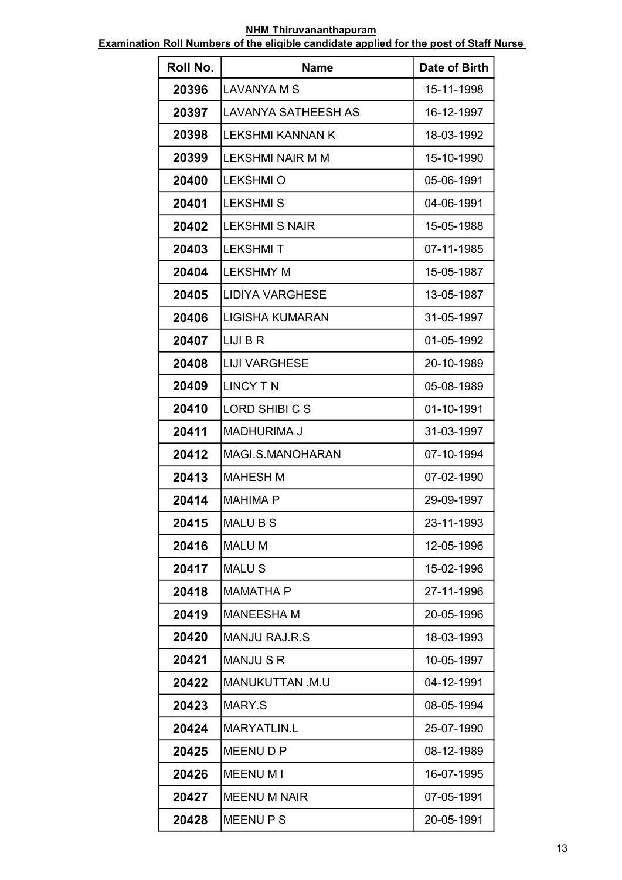**NHM Thiruvananthapuram**

**Examination Roll Numbers of the eligible candidate applied for the post of Staff Nurse**

| Roll No. | Name | Date of Birth |
|---|---|---|
| 20396 | LAVANYA M S | 15-11-1998 |
| 20397 | LAVANYA SATHEESH AS | 16-12-1997 |
| 20398 | LEKSHMI KANNAN K | 18-03-1992 |
| 20399 | LEKSHMI NAIR M M | 15-10-1990 |
| 20400 | LEKSHMI O | 05-06-1991 |
| 20401 | LEKSHMI S | 04-06-1991 |
| 20402 | LEKSHMI S NAIR | 15-05-1988 |
| 20403 | LEKSHMI T | 07-11-1985 |
| 20404 | LEKSHMY M | 15-05-1987 |
| 20405 | LIDIYA VARGHESE | 13-05-1987 |
| 20406 | LIGISHA KUMARAN | 31-05-1997 |
| 20407 | LIJI B R | 01-05-1992 |
| 20408 | LIJI VARGHESE | 20-10-1989 |
| 20409 | LINCY T N | 05-08-1989 |
| 20410 | LORD SHIBI C S | 01-10-1991 |
| 20411 | MADHURIMA J | 31-03-1997 |
| 20412 | MAGI.S.MANOHARAN | 07-10-1994 |
| 20413 | MAHESH M | 07-02-1990 |
| 20414 | MAHIMA P | 29-09-1997 |
| 20415 | MALU B S | 23-11-1993 |
| 20416 | MALU M | 12-05-1996 |
| 20417 | MALU S | 15-02-1996 |
| 20418 | MAMATHA P | 27-11-1996 |
| 20419 | MANEESHA M | 20-05-1996 |
| 20420 | MANJU RAJ.R.S | 18-03-1993 |
| 20421 | MANJU S R | 10-05-1997 |
| 20422 | MANUKUTTAN .M.U | 04-12-1991 |
| 20423 | MARY.S | 08-05-1994 |
| 20424 | MARYATLIN.L | 25-07-1990 |
| 20425 | MEENU D P | 08-12-1989 |
| 20426 | MEENU M I | 16-07-1995 |
| 20427 | MEENU M NAIR | 07-05-1991 |
| 20428 | MEENU P S | 20-05-1991 |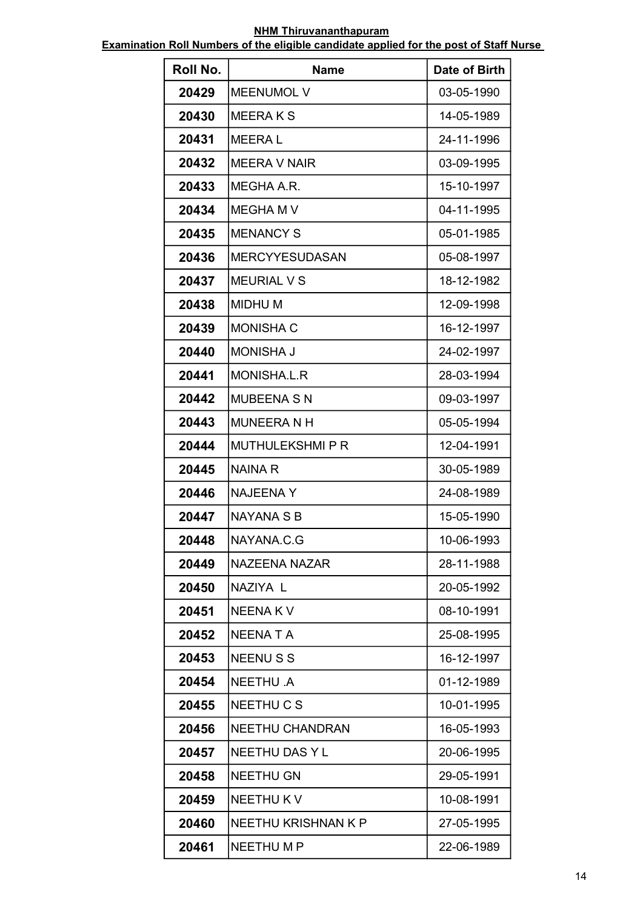**NHM Thiruvananthapuram**

**Examination Roll Numbers of the eligible candidate applied for the post of Staff Nurse**

| Roll No. | Name | Date of Birth |
|---|---|---|
| 20429 | MEENUMOL V | 03-05-1990 |
| 20430 | MEERA K S | 14-05-1989 |
| 20431 | MEERA L | 24-11-1996 |
| 20432 | MEERA V NAIR | 03-09-1995 |
| 20433 | MEGHA A.R. | 15-10-1997 |
| 20434 | MEGHA M V | 04-11-1995 |
| 20435 | MENANCY S | 05-01-1985 |
| 20436 | MERCYYESUDASAN | 05-08-1997 |
| 20437 | MEURIAL V S | 18-12-1982 |
| 20438 | MIDHU M | 12-09-1998 |
| 20439 | MONISHA C | 16-12-1997 |
| 20440 | MONISHA J | 24-02-1997 |
| 20441 | MONISHA.L.R | 28-03-1994 |
| 20442 | MUBEENA S N | 09-03-1997 |
| 20443 | MUNEERA N H | 05-05-1994 |
| 20444 | MUTHULEKSHMI P R | 12-04-1991 |
| 20445 | NAINA R | 30-05-1989 |
| 20446 | NAJEENA Y | 24-08-1989 |
| 20447 | NAYANA S B | 15-05-1990 |
| 20448 | NAYANA.C.G | 10-06-1993 |
| 20449 | NAZEENA NAZAR | 28-11-1988 |
| 20450 | NAZIYA L | 20-05-1992 |
| 20451 | NEENA K V | 08-10-1991 |
| 20452 | NEENA T A | 25-08-1995 |
| 20453 | NEENU S S | 16-12-1997 |
| 20454 | NEETHU .A | 01-12-1989 |
| 20455 | NEETHU C S | 10-01-1995 |
| 20456 | NEETHU CHANDRAN | 16-05-1993 |
| 20457 | NEETHU DAS Y L | 20-06-1995 |
| 20458 | NEETHU GN | 29-05-1991 |
| 20459 | NEETHU K V | 10-08-1991 |
| 20460 | NEETHU KRISHNAN K P | 27-05-1995 |
| 20461 | NEETHU M P | 22-06-1989 |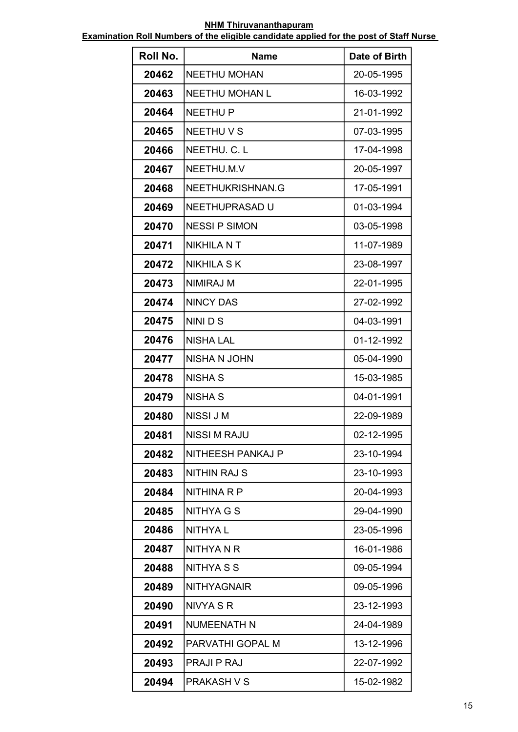**NHM Thiruvananthapuram**

**Examination Roll Numbers of the eligible candidate applied for the post of Staff Nurse**

| Roll No. | Name | Date of Birth |
|---|---|---|
| 20462 | NEETHU MOHAN | 20-05-1995 |
| 20463 | NEETHU MOHAN L | 16-03-1992 |
| 20464 | NEETHU P | 21-01-1992 |
| 20465 | NEETHU V S | 07-03-1995 |
| 20466 | NEETHU. C. L | 17-04-1998 |
| 20467 | NEETHU.M.V | 20-05-1997 |
| 20468 | NEETHUKRISHNAN.G | 17-05-1991 |
| 20469 | NEETHUPRASAD U | 01-03-1994 |
| 20470 | NESSI P SIMON | 03-05-1998 |
| 20471 | NIKHILA N T | 11-07-1989 |
| 20472 | NIKHILA S K | 23-08-1997 |
| 20473 | NIMIRAJ M | 22-01-1995 |
| 20474 | NINCY DAS | 27-02-1992 |
| 20475 | NINI D S | 04-03-1991 |
| 20476 | NISHA LAL | 01-12-1992 |
| 20477 | NISHA N JOHN | 05-04-1990 |
| 20478 | NISHA S | 15-03-1985 |
| 20479 | NISHA S | 04-01-1991 |
| 20480 | NISSI J M | 22-09-1989 |
| 20481 | NISSI M RAJU | 02-12-1995 |
| 20482 | NITHEESH PANKAJ P | 23-10-1994 |
| 20483 | NITHIN RAJ S | 23-10-1993 |
| 20484 | NITHINA R P | 20-04-1993 |
| 20485 | NITHYA G S | 29-04-1990 |
| 20486 | NITHYA L | 23-05-1996 |
| 20487 | NITHYA N R | 16-01-1986 |
| 20488 | NITHYA S S | 09-05-1994 |
| 20489 | NITHYAGNAIR | 09-05-1996 |
| 20490 | NIVYA S R | 23-12-1993 |
| 20491 | NUMEENATH N | 24-04-1989 |
| 20492 | PARVATHI GOPAL M | 13-12-1996 |
| 20493 | PRAJI P RAJ | 22-07-1992 |
| 20494 | PRAKASH V S | 15-02-1982 |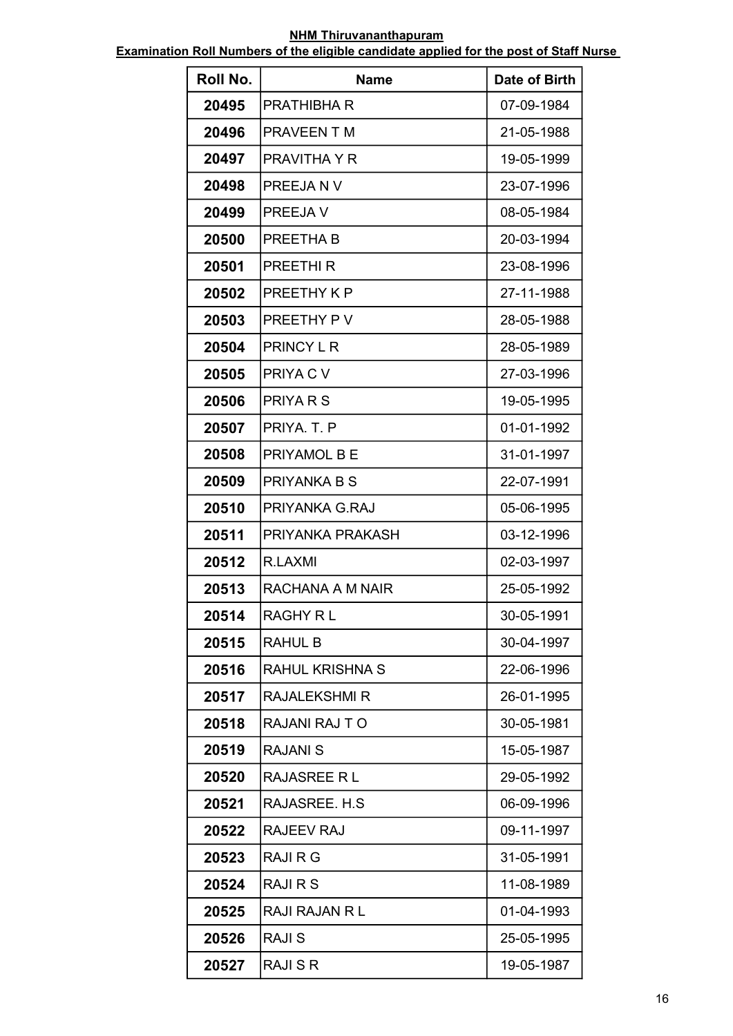**NHM Thiruvananthapuram**

**Examination Roll Numbers of the eligible candidate applied for the post of Staff Nurse**

| Roll No. | Name | Date of Birth |
|---|---|---|
| 20495 | PRATHIBHA R | 07-09-1984 |
| 20496 | PRAVEEN T M | 21-05-1988 |
| 20497 | PRAVITHA Y R | 19-05-1999 |
| 20498 | PREEJA N V | 23-07-1996 |
| 20499 | PREEJA V | 08-05-1984 |
| 20500 | PREETHA B | 20-03-1994 |
| 20501 | PREETHI R | 23-08-1996 |
| 20502 | PREETHY K P | 27-11-1988 |
| 20503 | PREETHY P V | 28-05-1988 |
| 20504 | PRINCY L R | 28-05-1989 |
| 20505 | PRIYA C V | 27-03-1996 |
| 20506 | PRIYA R S | 19-05-1995 |
| 20507 | PRIYA. T. P | 01-01-1992 |
| 20508 | PRIYAMOL B E | 31-01-1997 |
| 20509 | PRIYANKA B S | 22-07-1991 |
| 20510 | PRIYANKA G.RAJ | 05-06-1995 |
| 20511 | PRIYANKA PRAKASH | 03-12-1996 |
| 20512 | R.LAXMI | 02-03-1997 |
| 20513 | RACHANA A M NAIR | 25-05-1992 |
| 20514 | RAGHY R L | 30-05-1991 |
| 20515 | RAHUL B | 30-04-1997 |
| 20516 | RAHUL KRISHNA S | 22-06-1996 |
| 20517 | RAJALEKSHMI R | 26-01-1995 |
| 20518 | RAJANI RAJ T O | 30-05-1981 |
| 20519 | RAJANI S | 15-05-1987 |
| 20520 | RAJASREE R L | 29-05-1992 |
| 20521 | RAJASREE. H.S | 06-09-1996 |
| 20522 | RAJEEV RAJ | 09-11-1997 |
| 20523 | RAJI R G | 31-05-1991 |
| 20524 | RAJI R S | 11-08-1989 |
| 20525 | RAJI RAJAN R L | 01-04-1993 |
| 20526 | RAJI S | 25-05-1995 |
| 20527 | RAJI S R | 19-05-1987 |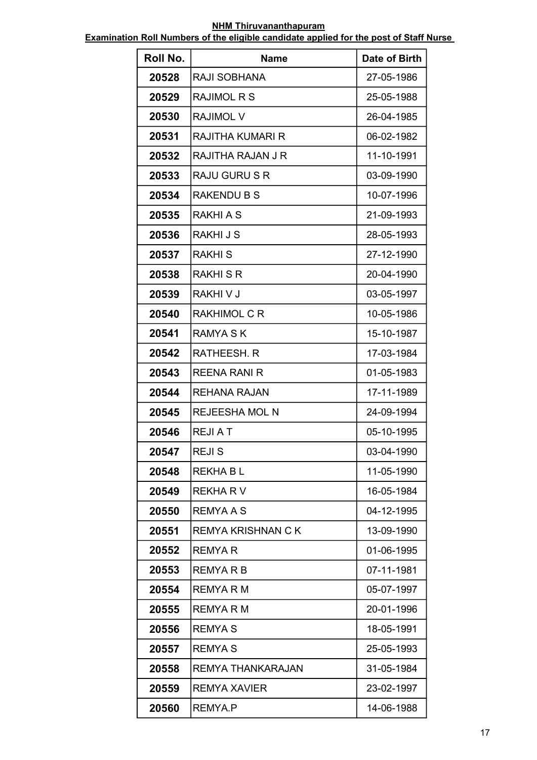**NHM Thiruvananthapuram**

**Examination Roll Numbers of the eligible candidate applied for the post of Staff Nurse**

| Roll No. | Name | Date of Birth |
|---|---|---|
| 20528 | RAJI SOBHANA | 27-05-1986 |
| 20529 | RAJIMOL R S | 25-05-1988 |
| 20530 | RAJIMOL V | 26-04-1985 |
| 20531 | RAJITHA KUMARI R | 06-02-1982 |
| 20532 | RAJITHA RAJAN J R | 11-10-1991 |
| 20533 | RAJU GURU S R | 03-09-1990 |
| 20534 | RAKENDU B S | 10-07-1996 |
| 20535 | RAKHI A S | 21-09-1993 |
| 20536 | RAKHI J S | 28-05-1993 |
| 20537 | RAKHI S | 27-12-1990 |
| 20538 | RAKHI S R | 20-04-1990 |
| 20539 | RAKHI V J | 03-05-1997 |
| 20540 | RAKHIMOL C R | 10-05-1986 |
| 20541 | RAMYA S K | 15-10-1987 |
| 20542 | RATHEESH. R | 17-03-1984 |
| 20543 | REENA RANI R | 01-05-1983 |
| 20544 | REHANA RAJAN | 17-11-1989 |
| 20545 | REJEESHA MOL N | 24-09-1994 |
| 20546 | REJI A T | 05-10-1995 |
| 20547 | REJI S | 03-04-1990 |
| 20548 | REKHA B L | 11-05-1990 |
| 20549 | REKHA R V | 16-05-1984 |
| 20550 | REMYA A S | 04-12-1995 |
| 20551 | REMYA KRISHNAN C K | 13-09-1990 |
| 20552 | REMYA R | 01-06-1995 |
| 20553 | REMYA R B | 07-11-1981 |
| 20554 | REMYA R M | 05-07-1997 |
| 20555 | REMYA R M | 20-01-1996 |
| 20556 | REMYA S | 18-05-1991 |
| 20557 | REMYA S | 25-05-1993 |
| 20558 | REMYA THANKARAJAN | 31-05-1984 |
| 20559 | REMYA XAVIER | 23-02-1997 |
| 20560 | REMYA.P | 14-06-1988 |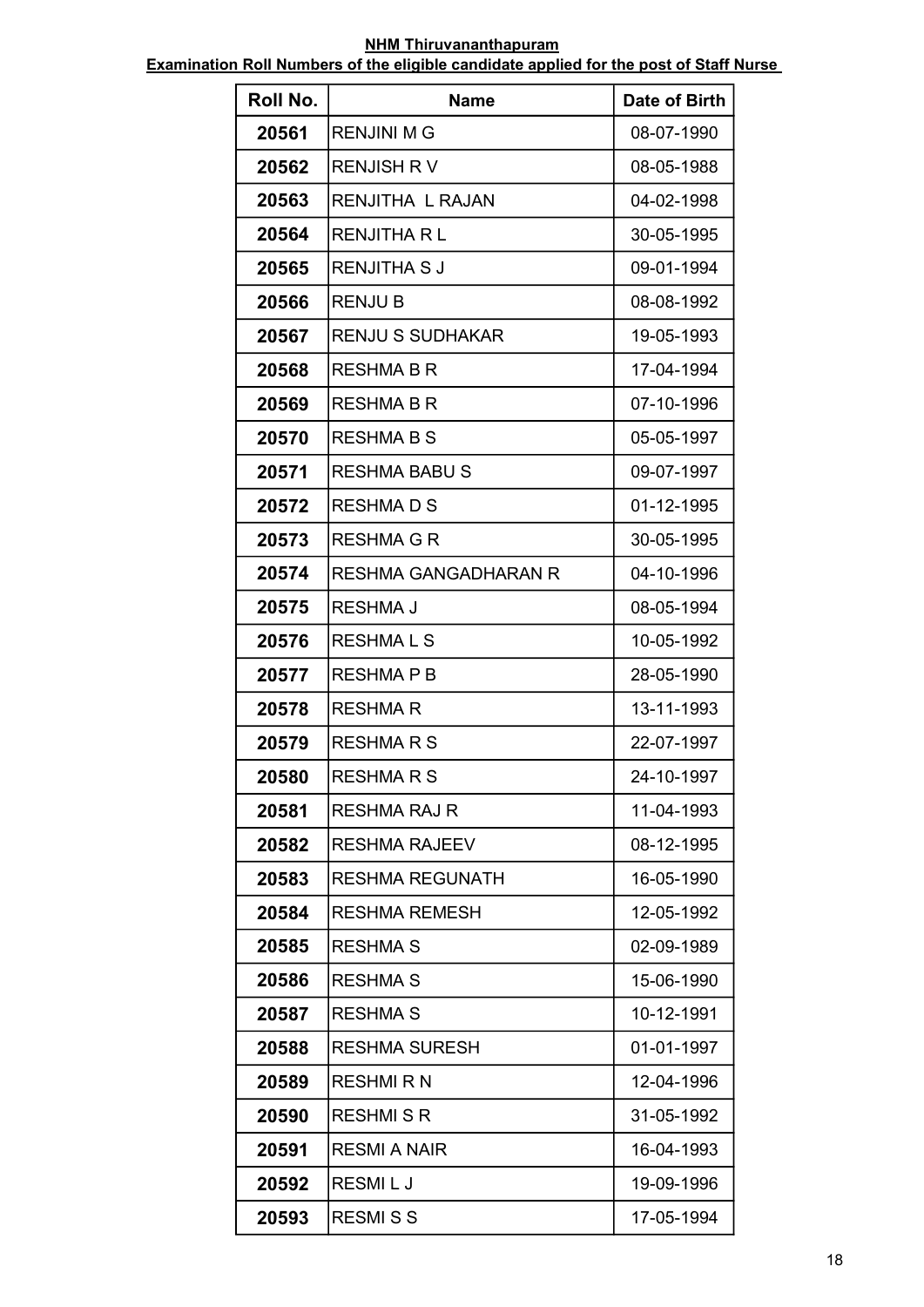**NHM Thiruvananthapuram**

**Examination Roll Numbers of the eligible candidate applied for the post of Staff Nurse**

| Roll No. | Name | Date of Birth |
|---|---|---|
| 20561 | RENJINI M G | 08-07-1990 |
| 20562 | RENJISH R V | 08-05-1988 |
| 20563 | RENJITHA L RAJAN | 04-02-1998 |
| 20564 | RENJITHA R L | 30-05-1995 |
| 20565 | RENJITHA S J | 09-01-1994 |
| 20566 | RENJU B | 08-08-1992 |
| 20567 | RENJU S SUDHAKAR | 19-05-1993 |
| 20568 | RESHMA B R | 17-04-1994 |
| 20569 | RESHMA B R | 07-10-1996 |
| 20570 | RESHMA B S | 05-05-1997 |
| 20571 | RESHMA BABU S | 09-07-1997 |
| 20572 | RESHMA D S | 01-12-1995 |
| 20573 | RESHMA G R | 30-05-1995 |
| 20574 | RESHMA GANGADHARAN R | 04-10-1996 |
| 20575 | RESHMA J | 08-05-1994 |
| 20576 | RESHMA L S | 10-05-1992 |
| 20577 | RESHMA P B | 28-05-1990 |
| 20578 | RESHMA R | 13-11-1993 |
| 20579 | RESHMA R S | 22-07-1997 |
| 20580 | RESHMA R S | 24-10-1997 |
| 20581 | RESHMA RAJ R | 11-04-1993 |
| 20582 | RESHMA RAJEEV | 08-12-1995 |
| 20583 | RESHMA REGUNATH | 16-05-1990 |
| 20584 | RESHMA REMESH | 12-05-1992 |
| 20585 | RESHMA S | 02-09-1989 |
| 20586 | RESHMA S | 15-06-1990 |
| 20587 | RESHMA S | 10-12-1991 |
| 20588 | RESHMA SURESH | 01-01-1997 |
| 20589 | RESHMI R N | 12-04-1996 |
| 20590 | RESHMI S R | 31-05-1992 |
| 20591 | RESMI A NAIR | 16-04-1993 |
| 20592 | RESMI L J | 19-09-1996 |
| 20593 | RESMI S S | 17-05-1994 |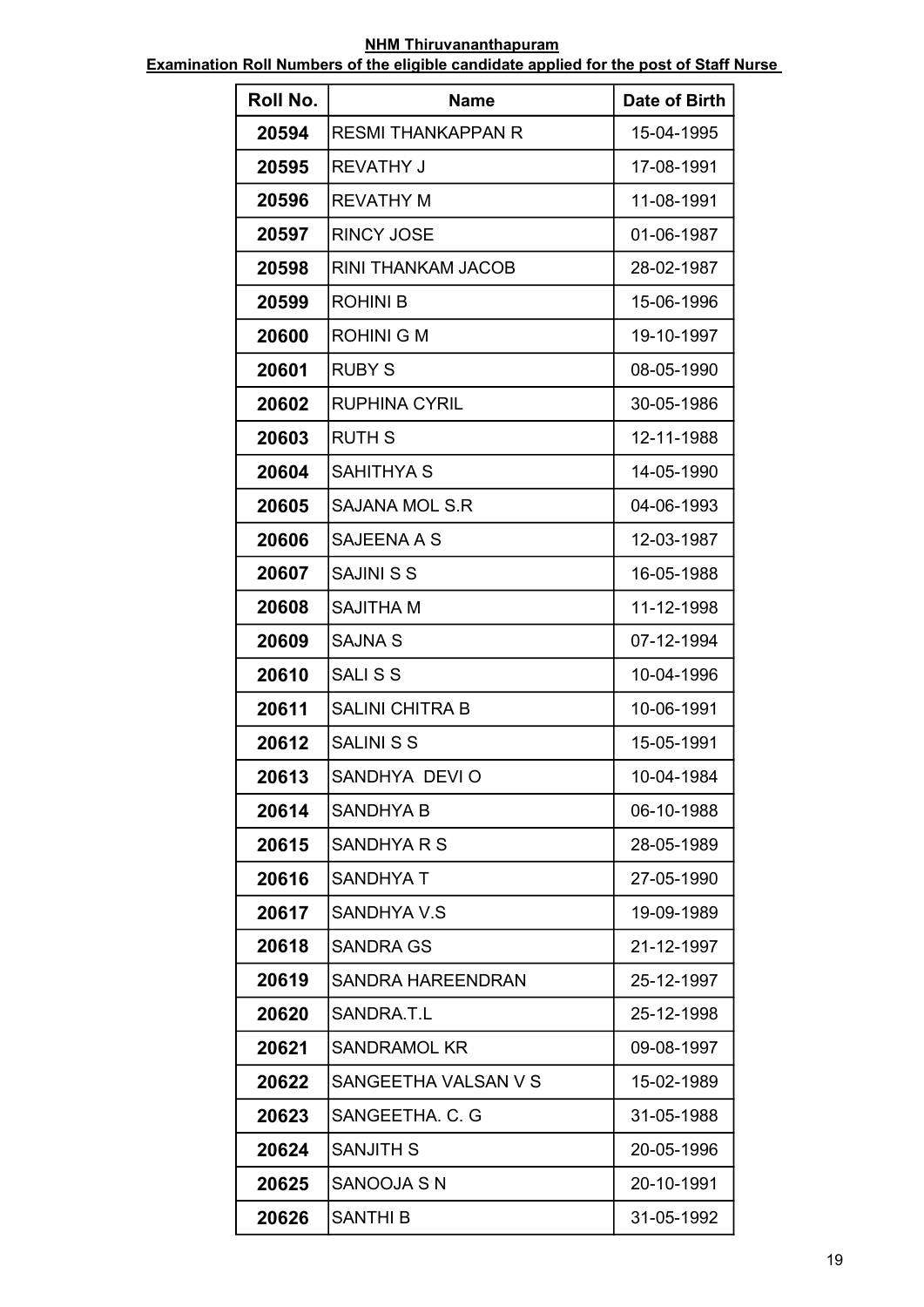**NHM Thiruvananthapuram**

**Examination Roll Numbers of the eligible candidate applied for the post of Staff Nurse**

| Roll No. | Name | Date of Birth |
|---|---|---|
| 20594 | RESMI THANKAPPAN R | 15-04-1995 |
| 20595 | REVATHY J | 17-08-1991 |
| 20596 | REVATHY M | 11-08-1991 |
| 20597 | RINCY JOSE | 01-06-1987 |
| 20598 | RINI THANKAM JACOB | 28-02-1987 |
| 20599 | ROHINI B | 15-06-1996 |
| 20600 | ROHINI G M | 19-10-1997 |
| 20601 | RUBY S | 08-05-1990 |
| 20602 | RUPHINA CYRIL | 30-05-1986 |
| 20603 | RUTH S | 12-11-1988 |
| 20604 | SAHITHYA S | 14-05-1990 |
| 20605 | SAJANA MOL S.R | 04-06-1993 |
| 20606 | SAJEENA A S | 12-03-1987 |
| 20607 | SAJINI S S | 16-05-1988 |
| 20608 | SAJITHA M | 11-12-1998 |
| 20609 | SAJNA S | 07-12-1994 |
| 20610 | SALI S S | 10-04-1996 |
| 20611 | SALINI CHITRA B | 10-06-1991 |
| 20612 | SALINI S S | 15-05-1991 |
| 20613 | SANDHYA DEVI O | 10-04-1984 |
| 20614 | SANDHYA B | 06-10-1988 |
| 20615 | SANDHYA R S | 28-05-1989 |
| 20616 | SANDHYA T | 27-05-1990 |
| 20617 | SANDHYA V.S | 19-09-1989 |
| 20618 | SANDRA GS | 21-12-1997 |
| 20619 | SANDRA HAREENDRAN | 25-12-1997 |
| 20620 | SANDRA.T.L | 25-12-1998 |
| 20621 | SANDRAMOL KR | 09-08-1997 |
| 20622 | SANGEETHA VALSAN V S | 15-02-1989 |
| 20623 | SANGEETHA. C. G | 31-05-1988 |
| 20624 | SANJITH S | 20-05-1996 |
| 20625 | SANOOJA S N | 20-10-1991 |
| 20626 | SANTHI B | 31-05-1992 |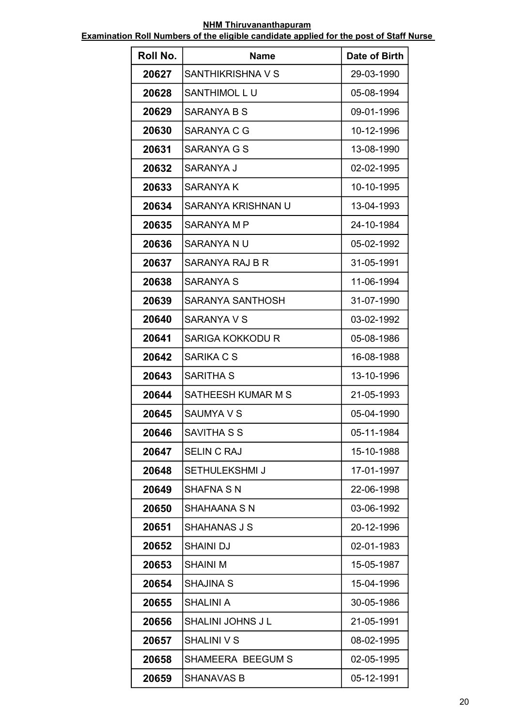**NHM Thiruvananthapuram**

**Examination Roll Numbers of the eligible candidate applied for the post of Staff Nurse**

| Roll No. | Name | Date of Birth |
|---|---|---|
| 20627 | SANTHIKRISHNA V S | 29-03-1990 |
| 20628 | SANTHIMOL L U | 05-08-1994 |
| 20629 | SARANYA B S | 09-01-1996 |
| 20630 | SARANYA C G | 10-12-1996 |
| 20631 | SARANYA G S | 13-08-1990 |
| 20632 | SARANYA J | 02-02-1995 |
| 20633 | SARANYA K | 10-10-1995 |
| 20634 | SARANYA KRISHNAN U | 13-04-1993 |
| 20635 | SARANYA M P | 24-10-1984 |
| 20636 | SARANYA N U | 05-02-1992 |
| 20637 | SARANYA RAJ B R | 31-05-1991 |
| 20638 | SARANYA S | 11-06-1994 |
| 20639 | SARANYA SANTHOSH | 31-07-1990 |
| 20640 | SARANYA V S | 03-02-1992 |
| 20641 | SARIGA KOKKODU R | 05-08-1986 |
| 20642 | SARIKA C S | 16-08-1988 |
| 20643 | SARITHA S | 13-10-1996 |
| 20644 | SATHEESH KUMAR M S | 21-05-1993 |
| 20645 | SAUMYA V S | 05-04-1990 |
| 20646 | SAVITHA S S | 05-11-1984 |
| 20647 | SELIN C RAJ | 15-10-1988 |
| 20648 | SETHULEKSHMI J | 17-01-1997 |
| 20649 | SHAFNA S N | 22-06-1998 |
| 20650 | SHAHAANA S N | 03-06-1992 |
| 20651 | SHAHANAS J S | 20-12-1996 |
| 20652 | SHAINI DJ | 02-01-1983 |
| 20653 | SHAINI M | 15-05-1987 |
| 20654 | SHAJINA S | 15-04-1996 |
| 20655 | SHALINI A | 30-05-1986 |
| 20656 | SHALINI JOHNS J L | 21-05-1991 |
| 20657 | SHALINI V S | 08-02-1995 |
| 20658 | SHAMEERA BEEGUM S | 02-05-1995 |
| 20659 | SHANAVAS B | 05-12-1991 |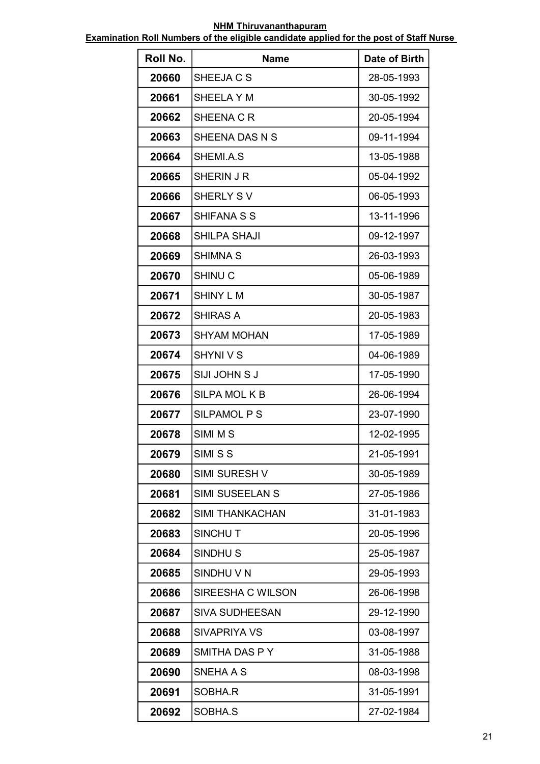**NHM Thiruvananthapuram**

**Examination Roll Numbers of the eligible candidate applied for the post of Staff Nurse**

| Roll No. | Name | Date of Birth |
|---|---|---|
| 20660 | SHEEJA C S | 28-05-1993 |
| 20661 | SHEELA Y M | 30-05-1992 |
| 20662 | SHEENA C R | 20-05-1994 |
| 20663 | SHEENA DAS N S | 09-11-1994 |
| 20664 | SHEMI.A.S | 13-05-1988 |
| 20665 | SHERIN J R | 05-04-1992 |
| 20666 | SHERLY S V | 06-05-1993 |
| 20667 | SHIFANA S S | 13-11-1996 |
| 20668 | SHILPA SHAJI | 09-12-1997 |
| 20669 | SHIMNA S | 26-03-1993 |
| 20670 | SHINU C | 05-06-1989 |
| 20671 | SHINY L M | 30-05-1987 |
| 20672 | SHIRAS A | 20-05-1983 |
| 20673 | SHYAM MOHAN | 17-05-1989 |
| 20674 | SHYNI V S | 04-06-1989 |
| 20675 | SIJI JOHN S J | 17-05-1990 |
| 20676 | SILPA MOL K B | 26-06-1994 |
| 20677 | SILPAMOL P S | 23-07-1990 |
| 20678 | SIMI M S | 12-02-1995 |
| 20679 | SIMI S S | 21-05-1991 |
| 20680 | SIMI SURESH V | 30-05-1989 |
| 20681 | SIMI SUSEELAN S | 27-05-1986 |
| 20682 | SIMI THANKACHAN | 31-01-1983 |
| 20683 | SINCHU T | 20-05-1996 |
| 20684 | SINDHU S | 25-05-1987 |
| 20685 | SINDHU V N | 29-05-1993 |
| 20686 | SIREESHA C WILSON | 26-06-1998 |
| 20687 | SIVA SUDHEESAN | 29-12-1990 |
| 20688 | SIVAPRIYA VS | 03-08-1997 |
| 20689 | SMITHA DAS P Y | 31-05-1988 |
| 20690 | SNEHA A S | 08-03-1998 |
| 20691 | SOBHA.R | 31-05-1991 |
| 20692 | SOBHA.S | 27-02-1984 |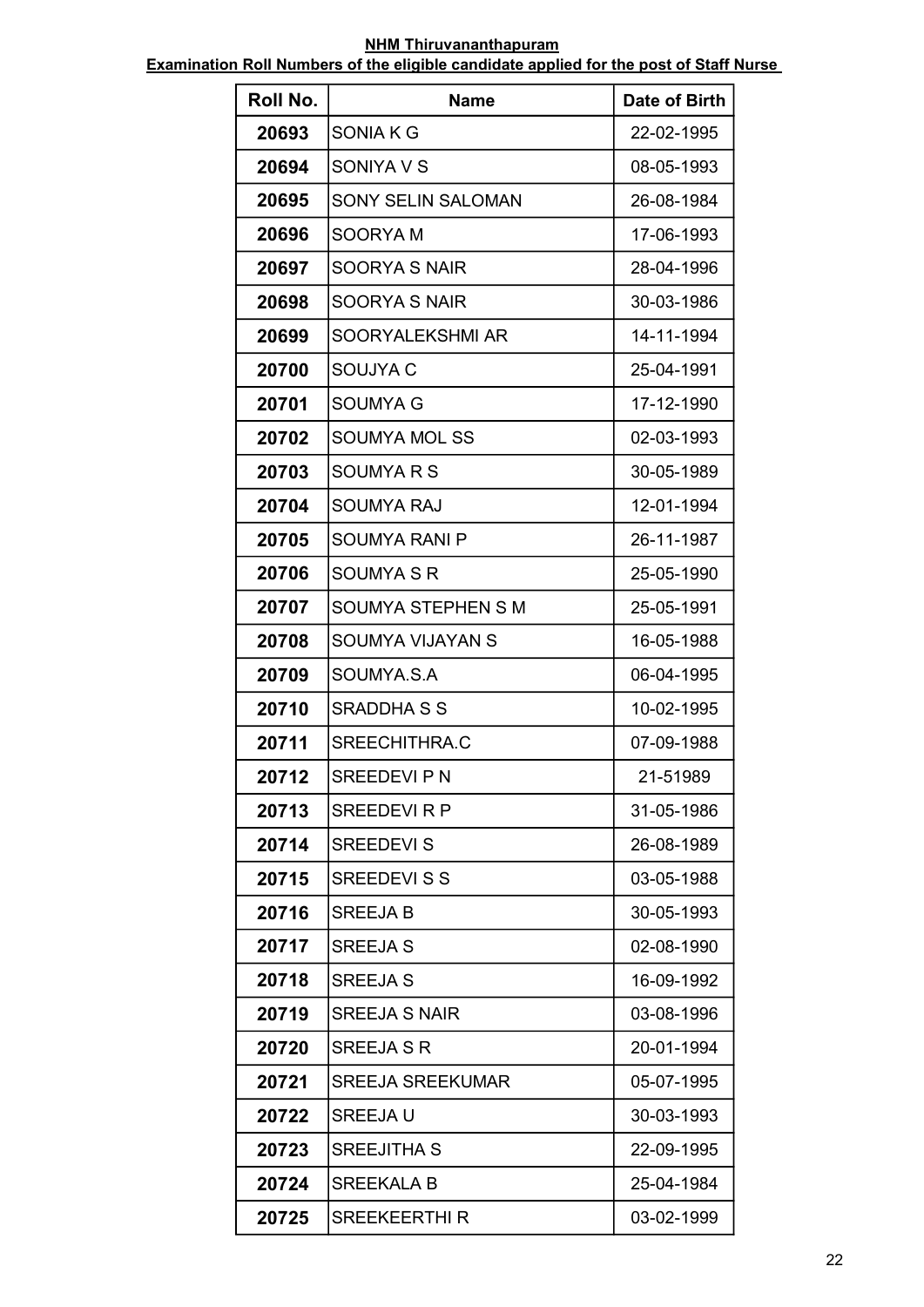**NHM Thiruvananthapuram**

**Examination Roll Numbers of the eligible candidate applied for the post of Staff Nurse**

| Roll No. | Name | Date of Birth |
|---|---|---|
| 20693 | SONIA K G | 22-02-1995 |
| 20694 | SONIYA V S | 08-05-1993 |
| 20695 | SONY SELIN SALOMAN | 26-08-1984 |
| 20696 | SOORYA M | 17-06-1993 |
| 20697 | SOORYA S NAIR | 28-04-1996 |
| 20698 | SOORYA S NAIR | 30-03-1986 |
| 20699 | SOORYALEKSHMI AR | 14-11-1994 |
| 20700 | SOUJYA C | 25-04-1991 |
| 20701 | SOUMYA G | 17-12-1990 |
| 20702 | SOUMYA MOL SS | 02-03-1993 |
| 20703 | SOUMYA R S | 30-05-1989 |
| 20704 | SOUMYA RAJ | 12-01-1994 |
| 20705 | SOUMYA RANI P | 26-11-1987 |
| 20706 | SOUMYA S R | 25-05-1990 |
| 20707 | SOUMYA STEPHEN S M | 25-05-1991 |
| 20708 | SOUMYA VIJAYAN S | 16-05-1988 |
| 20709 | SOUMYA.S.A | 06-04-1995 |
| 20710 | SRADDHA S S | 10-02-1995 |
| 20711 | SREECHITHRA.C | 07-09-1988 |
| 20712 | SREEDEVI P N | 21-51989 |
| 20713 | SREEDEVI R P | 31-05-1986 |
| 20714 | SREEDEVI S | 26-08-1989 |
| 20715 | SREEDEVI S S | 03-05-1988 |
| 20716 | SREEJA B | 30-05-1993 |
| 20717 | SREEJA S | 02-08-1990 |
| 20718 | SREEJA S | 16-09-1992 |
| 20719 | SREEJA S NAIR | 03-08-1996 |
| 20720 | SREEJA S R | 20-01-1994 |
| 20721 | SREEJA SREEKUMAR | 05-07-1995 |
| 20722 | SREEJA U | 30-03-1993 |
| 20723 | SREEJITHA S | 22-09-1995 |
| 20724 | SREEKALA B | 25-04-1984 |
| 20725 | SREEKEERTHI R | 03-02-1999 |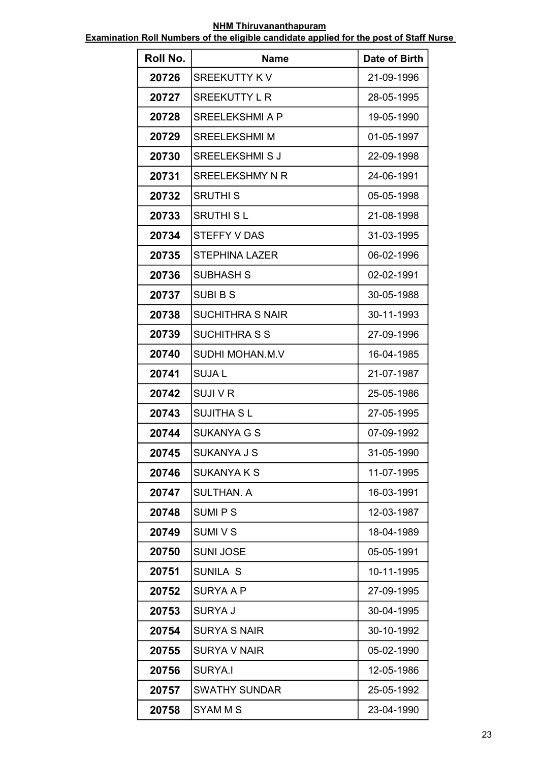**NHM Thiruvananthapuram**

**Examination Roll Numbers of the eligible candidate applied for the post of Staff Nurse**

| Roll No. | Name | Date of Birth |
|---|---|---|
| 20726 | SREEKUTTY K V | 21-09-1996 |
| 20727 | SREEKUTTY L R | 28-05-1995 |
| 20728 | SREELEKSHMI A P | 19-05-1990 |
| 20729 | SREELEKSHMI M | 01-05-1997 |
| 20730 | SREELEKSHMI S J | 22-09-1998 |
| 20731 | SREELEKSHMY N R | 24-06-1991 |
| 20732 | SRUTHI S | 05-05-1998 |
| 20733 | SRUTHI S L | 21-08-1998 |
| 20734 | STEFFY V DAS | 31-03-1995 |
| 20735 | STEPHINA LAZER | 06-02-1996 |
| 20736 | SUBHASH S | 02-02-1991 |
| 20737 | SUBI B S | 30-05-1988 |
| 20738 | SUCHITHRA S NAIR | 30-11-1993 |
| 20739 | SUCHITHRA S S | 27-09-1996 |
| 20740 | SUDHI MOHAN.M.V | 16-04-1985 |
| 20741 | SUJA L | 21-07-1987 |
| 20742 | SUJI V R | 25-05-1986 |
| 20743 | SUJITHA S L | 27-05-1995 |
| 20744 | SUKANYA G S | 07-09-1992 |
| 20745 | SUKANYA J S | 31-05-1990 |
| 20746 | SUKANYA K S | 11-07-1995 |
| 20747 | SULTHAN. A | 16-03-1991 |
| 20748 | SUMI P S | 12-03-1987 |
| 20749 | SUMI V S | 18-04-1989 |
| 20750 | SUNI JOSE | 05-05-1991 |
| 20751 | SUNILA S | 10-11-1995 |
| 20752 | SURYA A P | 27-09-1995 |
| 20753 | SURYA J | 30-04-1995 |
| 20754 | SURYA S NAIR | 30-10-1992 |
| 20755 | SURYA V NAIR | 05-02-1990 |
| 20756 | SURYA.I | 12-05-1986 |
| 20757 | SWATHY SUNDAR | 25-05-1992 |
| 20758 | SYAM M S | 23-04-1990 |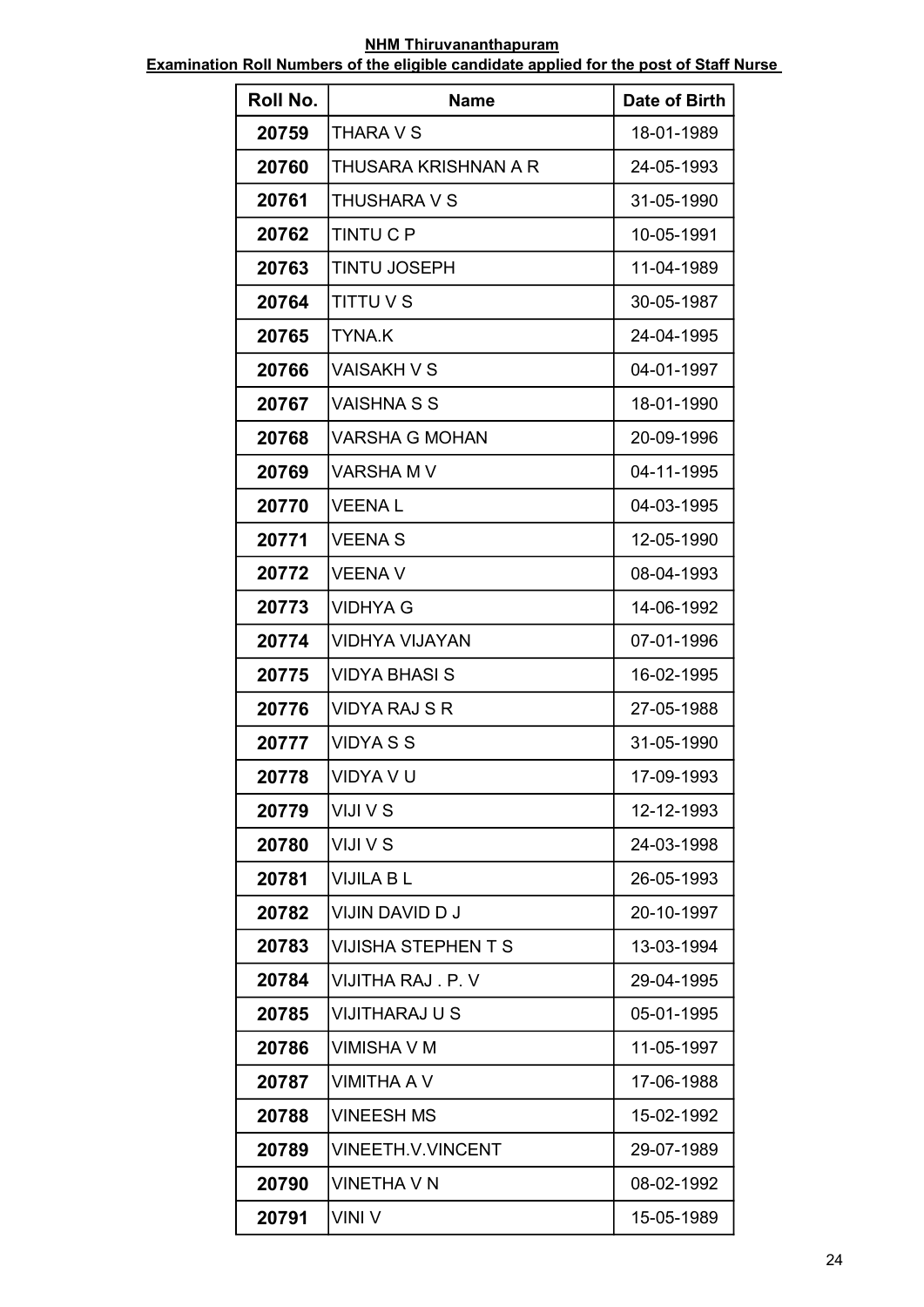**NHM Thiruvananthapuram**

**Examination Roll Numbers of the eligible candidate applied for the post of Staff Nurse**

| Roll No. | Name | Date of Birth |
|---|---|---|
| 20759 | THARA V S | 18-01-1989 |
| 20760 | THUSARA KRISHNAN A R | 24-05-1993 |
| 20761 | THUSHARA V S | 31-05-1990 |
| 20762 | TINTU C P | 10-05-1991 |
| 20763 | TINTU JOSEPH | 11-04-1989 |
| 20764 | TITTU V S | 30-05-1987 |
| 20765 | TYNA.K | 24-04-1995 |
| 20766 | VAISAKH V S | 04-01-1997 |
| 20767 | VAISHNA S S | 18-01-1990 |
| 20768 | VARSHA G MOHAN | 20-09-1996 |
| 20769 | VARSHA M V | 04-11-1995 |
| 20770 | VEENA L | 04-03-1995 |
| 20771 | VEENA S | 12-05-1990 |
| 20772 | VEENA V | 08-04-1993 |
| 20773 | VIDHYA G | 14-06-1992 |
| 20774 | VIDHYA VIJAYAN | 07-01-1996 |
| 20775 | VIDYA BHASI S | 16-02-1995 |
| 20776 | VIDYA RAJ S R | 27-05-1988 |
| 20777 | VIDYA S S | 31-05-1990 |
| 20778 | VIDYA V U | 17-09-1993 |
| 20779 | VIJI V S | 12-12-1993 |
| 20780 | VIJI V S | 24-03-1998 |
| 20781 | VIJILA B L | 26-05-1993 |
| 20782 | VIJIN DAVID D J | 20-10-1997 |
| 20783 | VIJISHA STEPHEN T S | 13-03-1994 |
| 20784 | VIJITHA RAJ . P. V | 29-04-1995 |
| 20785 | VIJITHARAJ U S | 05-01-1995 |
| 20786 | VIMISHA V M | 11-05-1997 |
| 20787 | VIMITHA A V | 17-06-1988 |
| 20788 | VINEESH MS | 15-02-1992 |
| 20789 | VINEETH.V.VINCENT | 29-07-1989 |
| 20790 | VINETHA V N | 08-02-1992 |
| 20791 | VINI V | 15-05-1989 |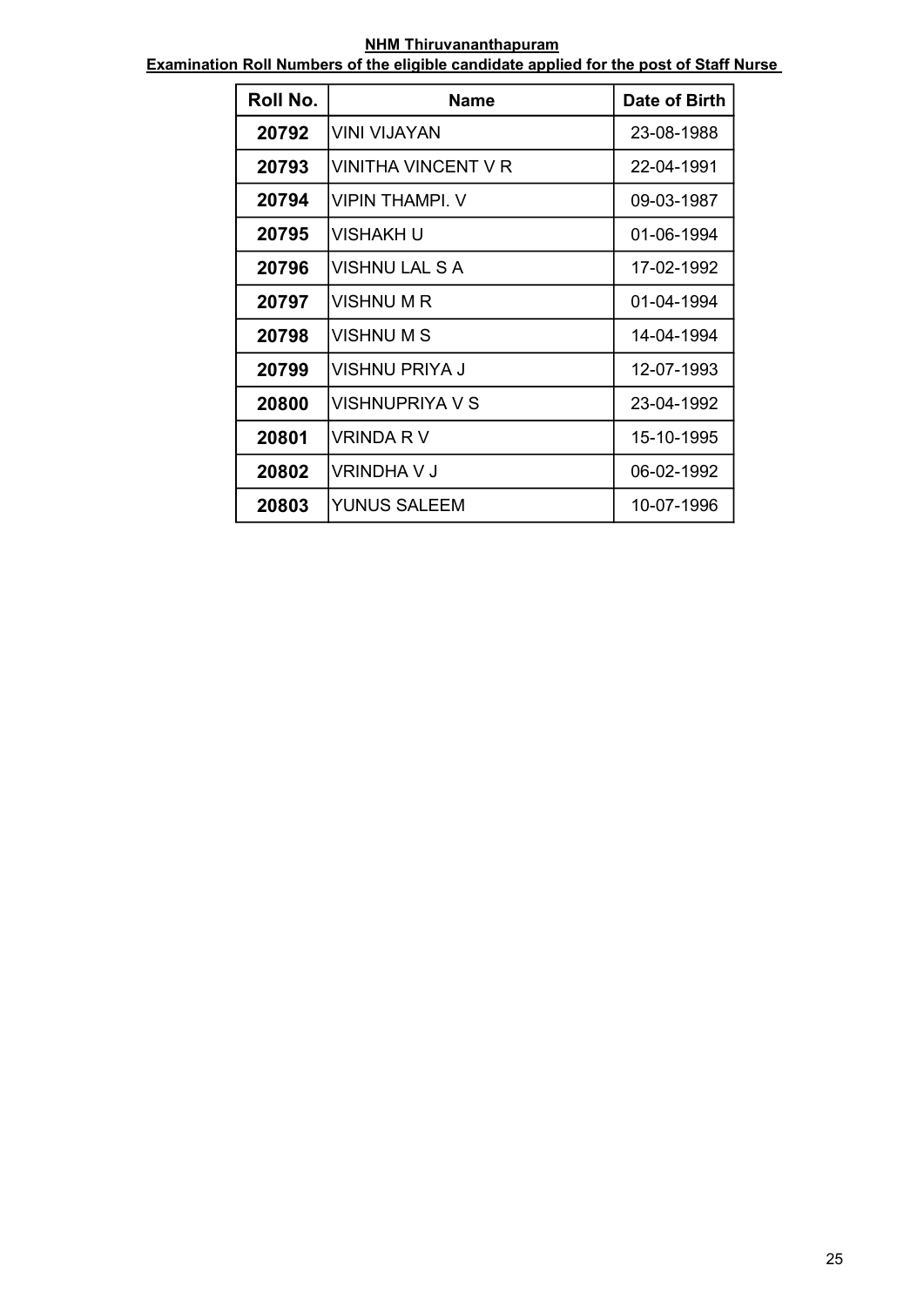**NHM Thiruvananthapuram**

**Examination Roll Numbers of the eligible candidate applied for the post of Staff Nurse**

| Roll No. | Name | Date of Birth |
|---|---|---|
| **20792** | VINI VIJAYAN | 23-08-1988 |
| **20793** | VINITHA VINCENT V R | 22-04-1991 |
| **20794** | VIPIN THAMPI. V | 09-03-1987 |
| **20795** | VISHAKH U | 01-06-1994 |
| **20796** | VISHNU LAL S A | 17-02-1992 |
| **20797** | VISHNU M R | 01-04-1994 |
| **20798** | VISHNU M S | 14-04-1994 |
| **20799** | VISHNU PRIYA J | 12-07-1993 |
| **20800** | VISHNUPRIYA V S | 23-04-1992 |
| **20801** | VRINDA R V | 15-10-1995 |
| **20802** | VRINDHA V J | 06-02-1992 |
| **20803** | YUNUS SALEEM | 10-07-1996 |